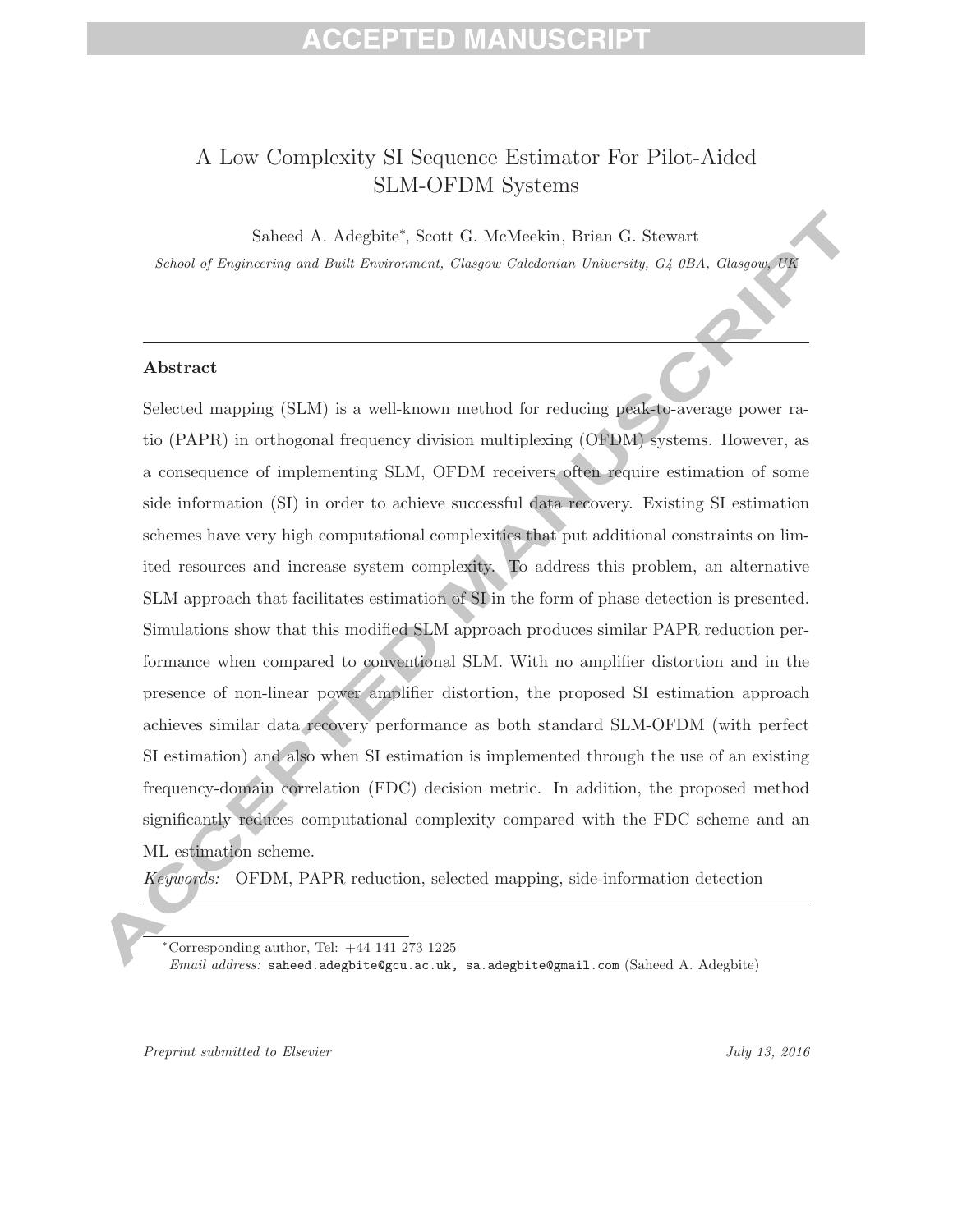# A Low Complexity SI Sequence Estimator For Pilot-Aided SLM-OFDM Systems

Saheed A. Adegbite*, Scott G. McMeekin, Brian G. Stewart

*School of Engineering and Built Environment, Glasgow Caledonian University, G4 0BA, Glasgow, UK*

## Abstract

Selected mapping (SLM) is a well-known method for reducing peak-to-average power ratio (PAPR) in orthogonal frequency division multiplexing (OFDM) systems. However, as a consequence of implementing SLM, OFDM receivers often require estimation of some side information (SI) in order to achieve successful data recovery. Existing SI estimation schemes have very high computational complexities that put additional constraints on limited resources and increase system complexity. To address this problem, an alternative SLM approach that facilitates estimation of SI in the form of phase detection is presented. Simulations show that this modified SLM approach produces similar PAPR reduction performance when compared to conventional SLM. With no amplifier distortion and in the presence of non-linear power amplifier distortion, the proposed SI estimation approach achieves similar data recovery performance as both standard SLM-OFDM (with perfect SI estimation) and also when SI estimation is implemented through the use of an existing frequency-domain correlation (FDC) decision metric. In addition, the proposed method significantly reduces computational complexity compared with the FDC scheme and an ML estimation scheme.

*Keywords:* OFDM, PAPR reduction, selected mapping, side-information detection

*Corresponding author, Tel: +44 141 273 1225
*Email address:* saheed.adegbite@gcu.ac.uk, sa.adegbite@gmail.com (Saheed A. Adegbite)

*Preprint submitted to Elsevier* July 13, 2016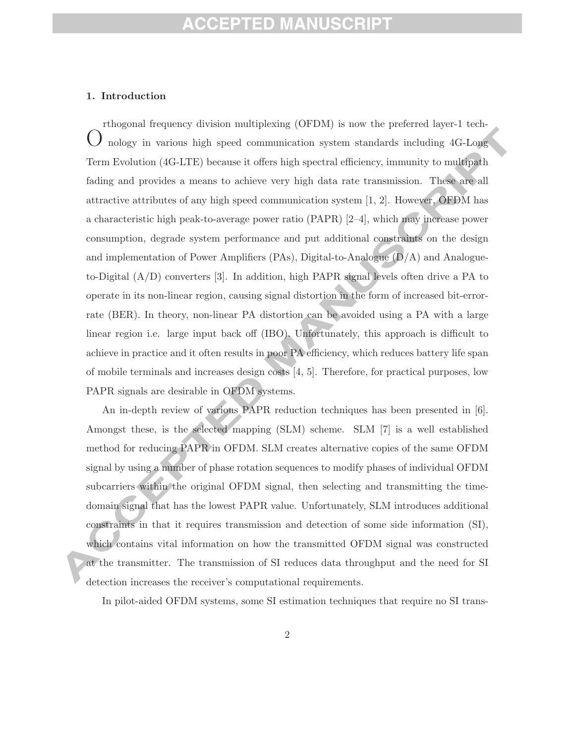## 1. Introduction

Orthogonal frequency division multiplexing (OFDM) is now the preferred layer-1 technology in various high speed communication system standards including 4G-Long Term Evolution (4G-LTE) because it offers high spectral efficiency, immunity to multipath fading and provides a means to achieve very high data rate transmission. These are all attractive attributes of any high speed communication system [1, 2]. However, OFDM has a characteristic high peak-to-average power ratio (PAPR) [2–4], which may increase power consumption, degrade system performance and put additional constraints on the design and implementation of Power Amplifiers (PAs), Digital-to-Analogue (D/A) and Analogue-to-Digital (A/D) converters [3]. In addition, high PAPR signal levels often drive a PA to operate in its non-linear region, causing signal distortion in the form of increased bit-error-rate (BER). In theory, non-linear PA distortion can be avoided using a PA with a large linear region i.e. large input back off (IBO). Unfortunately, this approach is difficult to achieve in practice and it often results in poor PA efficiency, which reduces battery life span of mobile terminals and increases design costs [4, 5]. Therefore, for practical purposes, low PAPR signals are desirable in OFDM systems.

An in-depth review of various PAPR reduction techniques has been presented in [6]. Amongst these, is the selected mapping (SLM) scheme. SLM [7] is a well established method for reducing PAPR in OFDM. SLM creates alternative copies of the same OFDM signal by using a number of phase rotation sequences to modify phases of individual OFDM subcarriers within the original OFDM signal, then selecting and transmitting the time-domain signal that has the lowest PAPR value. Unfortunately, SLM introduces additional constraints in that it requires transmission and detection of some side information (SI), which contains vital information on how the transmitted OFDM signal was constructed at the transmitter. The transmission of SI reduces data throughput and the need for SI detection increases the receiver's computational requirements.

In pilot-aided OFDM systems, some SI estimation techniques that require no SI trans-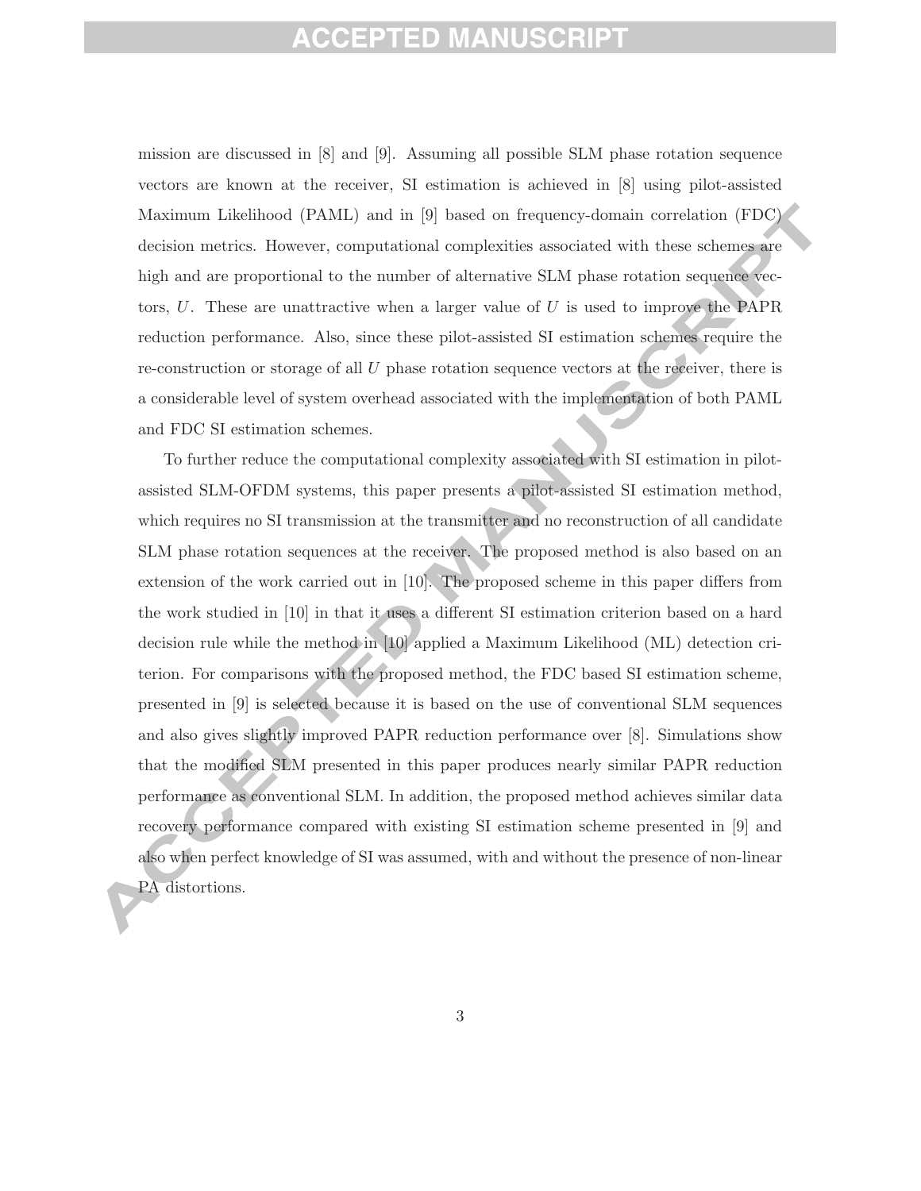mission are discussed in [8] and [9]. Assuming all possible SLM phase rotation sequence vectors are known at the receiver, SI estimation is achieved in [8] using pilot-assisted Maximum Likelihood (PAML) and in [9] based on frequency-domain correlation (FDC) decision metrics. However, computational complexities associated with these schemes are high and are proportional to the number of alternative SLM phase rotation sequence vectors, $U$. These are unattractive when a larger value of $U$ is used to improve the PAPR reduction performance. Also, since these pilot-assisted SI estimation schemes require the re-construction or storage of all $U$ phase rotation sequence vectors at the receiver, there is a considerable level of system overhead associated with the implementation of both PAML and FDC SI estimation schemes.

To further reduce the computational complexity associated with SI estimation in pilot-assisted SLM-OFDM systems, this paper presents a pilot-assisted SI estimation method, which requires no SI transmission at the transmitter and no reconstruction of all candidate SLM phase rotation sequences at the receiver. The proposed method is also based on an extension of the work carried out in [10]. The proposed scheme in this paper differs from the work studied in [10] in that it uses a different SI estimation criterion based on a hard decision rule while the method in [10] applied a Maximum Likelihood (ML) detection criterion. For comparisons with the proposed method, the FDC based SI estimation scheme, presented in [9] is selected because it is based on the use of conventional SLM sequences and also gives slightly improved PAPR reduction performance over [8]. Simulations show that the modified SLM presented in this paper produces nearly similar PAPR reduction performance as conventional SLM. In addition, the proposed method achieves similar data recovery performance compared with existing SI estimation scheme presented in [9] and also when perfect knowledge of SI was assumed, with and without the presence of non-linear PA distortions.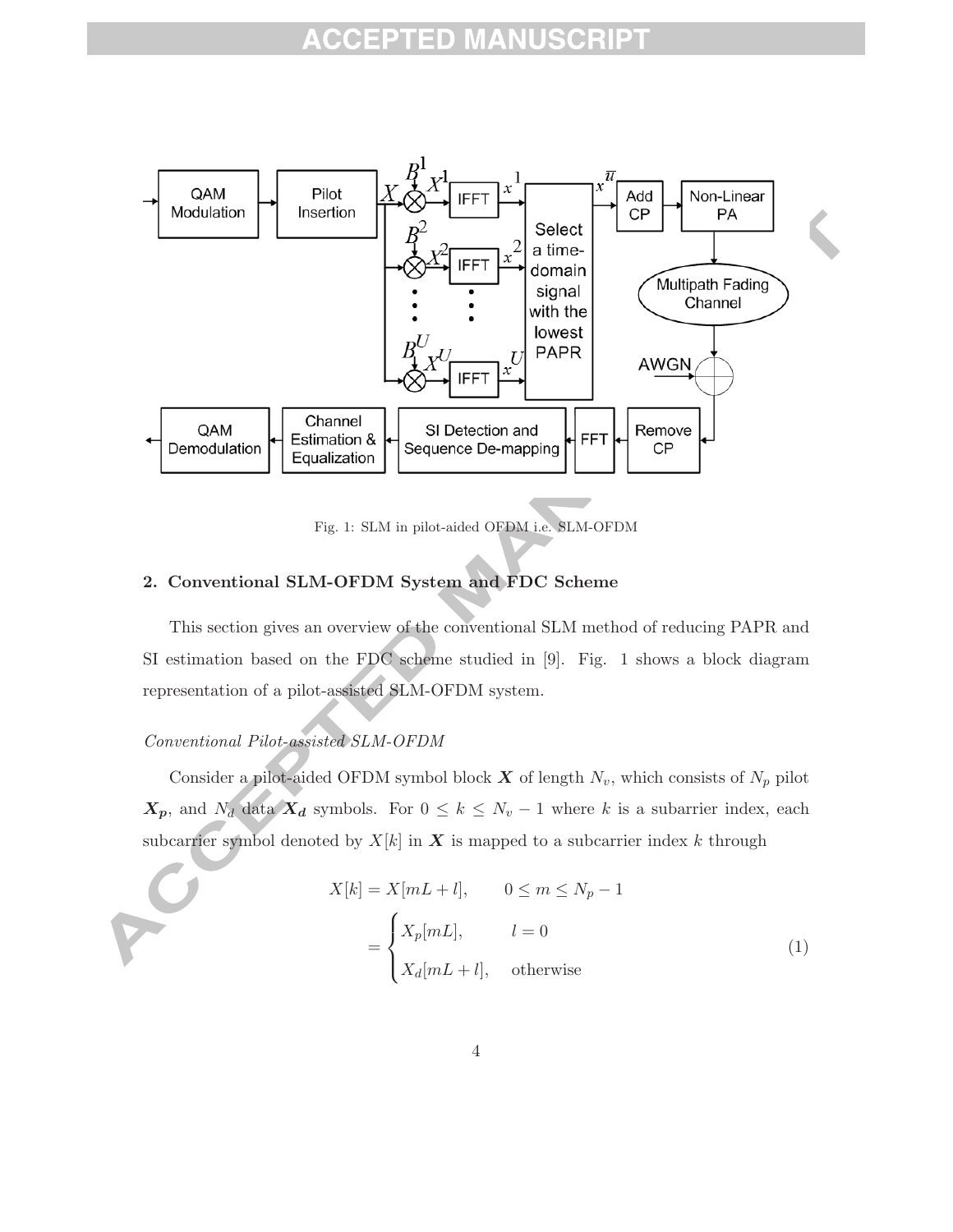Fig. 1: SLM in pilot-aided OFDM i.e. SLM-OFDM

## 2. Conventional SLM-OFDM System and FDC Scheme

This section gives an overview of the conventional SLM method of reducing PAPR and SI estimation based on the FDC scheme studied in [9]. Fig. 1 shows a block diagram representation of a pilot-assisted SLM-OFDM system.

*Conventional Pilot-assisted SLM-OFDM*

Consider a pilot-aided OFDM symbol block $\boldsymbol{X}$ of length $N_v$, which consists of $N_p$ pilot $\boldsymbol{X_p}$, and $N_d$ data $\boldsymbol{X_d}$ symbols. For $0 \leq k \leq N_v - 1$ where $k$ is a subarrier index, each subcarrier symbol denoted by $X[k]$ in $\boldsymbol{X}$ is mapped to a subcarrier index $k$ through

$$
\begin{aligned}
X[k] &= X[mL + l], \qquad 0 \leq m \leq N_p - 1 \\
&= \begin{cases} X_p[mL], & l = 0 \\ X_d[mL + l], & \text{otherwise} \end{cases}
\end{aligned}
\tag{1}
$$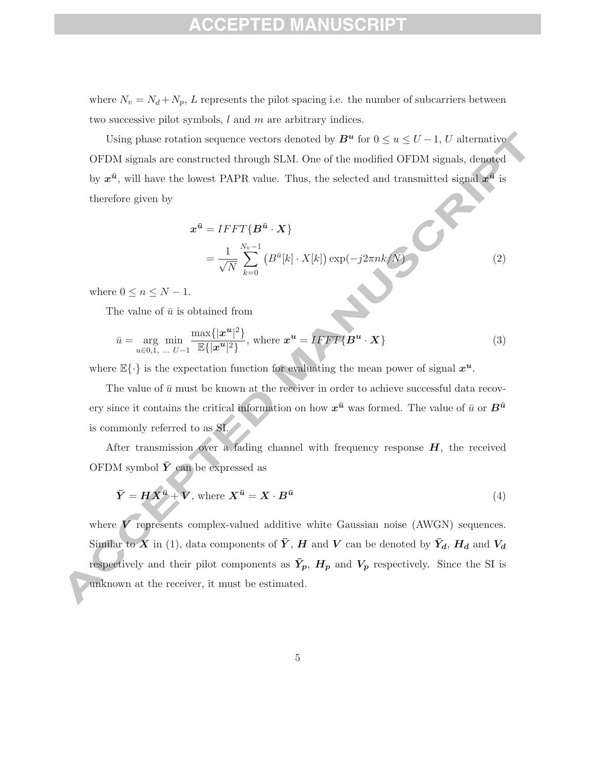where $N_v = N_d + N_p$, $L$ represents the pilot spacing i.e. the number of subcarriers between two successive pilot symbols, $l$ and $m$ are arbitrary indices.

Using phase rotation sequence vectors denoted by $\boldsymbol{B^u}$ for $0 \leq u \leq U-1$, $U$ alternative OFDM signals are constructed through SLM. One of the modified OFDM signals, denoted by $\boldsymbol{x^{\bar{u}}}$, will have the lowest PAPR value. Thus, the selected and transmitted signal $\boldsymbol{x^{\bar{u}}}$ is therefore given by

$$\begin{aligned}\boldsymbol{x^{\bar{u}}} &= IFFT\{\boldsymbol{B^{\bar{u}}} \cdot \boldsymbol{X}\} \\ &= \frac{1}{\sqrt{N}} \sum_{k=0}^{N_v - 1} \left(B^{\bar{u}}[k] \cdot X[k]\right) \exp(-j2\pi nk/N)\end{aligned} \tag{2}$$

where $0 \leq n \leq N-1$.

The value of $\bar{u}$ is obtained from

$$\bar{u} = \underset{u \in 0,1,\ \ldots\ U-1}{\arg\ \min} \frac{\max\{|\boldsymbol{x^u}|^2\}}{\mathbb{E}\{|\boldsymbol{x^u}|^2\}}, \text{ where } \boldsymbol{x^u} = IFFT\{\boldsymbol{B^u} \cdot \boldsymbol{X}\} \tag{3}$$

where $\mathbb{E}\{\cdot\}$ is the expectation function for evaluating the mean power of signal $\boldsymbol{x^u}$.

The value of $\bar{u}$ must be known at the receiver in order to achieve successful data recovery since it contains the critical information on how $\boldsymbol{x^{\bar{u}}}$ was formed. The value of $\bar{u}$ or $\boldsymbol{B^{\bar{u}}}$ is commonly referred to as SI.

After transmission over a fading channel with frequency response $\boldsymbol{H}$, the received OFDM symbol $\boldsymbol{\bar{Y}}$ can be expressed as

$$\boldsymbol{\bar{Y}} = \boldsymbol{H}\boldsymbol{X^{\bar{u}}} + \boldsymbol{V}, \text{ where } \boldsymbol{X^{\bar{u}}} = \boldsymbol{X} \cdot \boldsymbol{B^{\bar{u}}} \tag{4}$$

where $\boldsymbol{V}$ represents complex-valued additive white Gaussian noise (AWGN) sequences. Similar to $\boldsymbol{X}$ in (1), data components of $\boldsymbol{\bar{Y}}$, $\boldsymbol{H}$ and $\boldsymbol{V}$ can be denoted by $\boldsymbol{\bar{Y}_d}$, $\boldsymbol{H_d}$ and $\boldsymbol{V_d}$ respectively and their pilot components as $\boldsymbol{\bar{Y}_p}$, $\boldsymbol{H_p}$ and $\boldsymbol{V_p}$ respectively. Since the SI is unknown at the receiver, it must be estimated.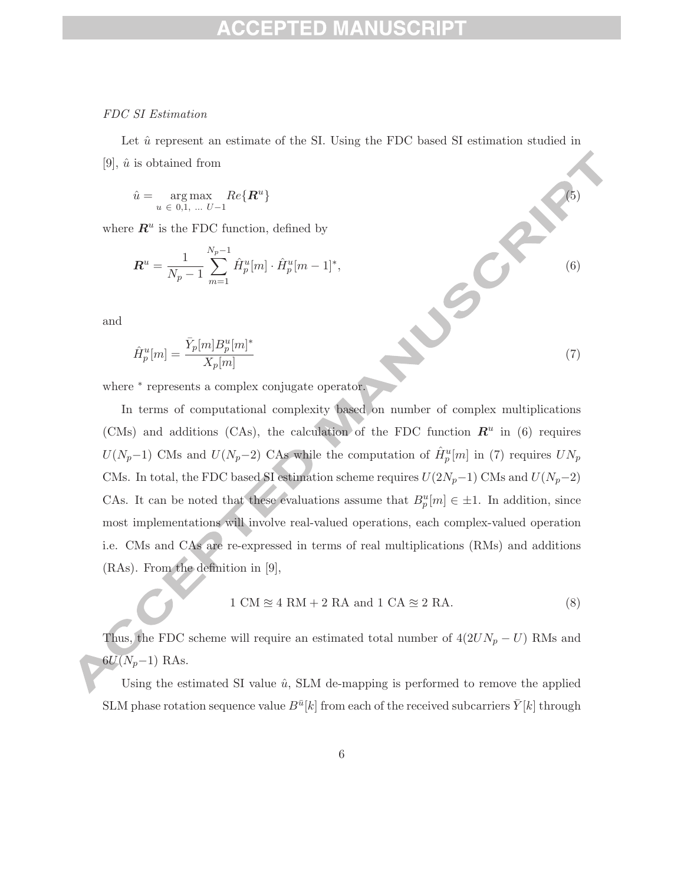*FDC SI Estimation*

Let $\hat{u}$ represent an estimate of the SI. Using the FDC based SI estimation studied in [9], $\hat{u}$ is obtained from

$$\hat{u} = \underset{u \in 0,1, \dots U-1}{\arg\max} \; Re\{\boldsymbol{R}^u\} \tag{5}$$

where $\boldsymbol{R}^u$ is the FDC function, defined by

$$\boldsymbol{R}^u = \frac{1}{N_p - 1} \sum_{m=1}^{N_p - 1} \hat{H}_p^u[m] \cdot \hat{H}_p^u[m-1]^*, \tag{6}$$

and

$$\hat{H}_p^u[m] = \frac{\bar{Y}_p[m] B_p^u[m]^*}{X_p[m]} \tag{7}$$

where $^*$ represents a complex conjugate operator.

In terms of computational complexity based on number of complex multiplications (CMs) and additions (CAs), the calculation of the FDC function $\boldsymbol{R}^u$ in (6) requires $U(N_p-1)$ CMs and $U(N_p-2)$ CAs while the computation of $\hat{H}_p^u[m]$ in (7) requires $UN_p$ CMs. In total, the FDC based SI estimation scheme requires $U(2N_p-1)$ CMs and $U(N_p-2)$ CAs. It can be noted that these evaluations assume that $B_p^u[m] \in \pm 1$. In addition, since most implementations will involve real-valued operations, each complex-valued operation i.e. CMs and CAs are re-expressed in terms of real multiplications (RMs) and additions (RAs). From the definition in [9],

$$1 \text{ CM} \cong 4 \text{ RM} + 2 \text{ RA and } 1 \text{ CA} \cong 2 \text{ RA}. \tag{8}$$

Thus, the FDC scheme will require an estimated total number of $4(2UN_p - U)$ RMs and $6U(N_p-1)$ RAs.

Using the estimated SI value $\hat{u}$, SLM de-mapping is performed to remove the applied SLM phase rotation sequence value $B^{\bar{u}}[k]$ from each of the received subcarriers $\bar{Y}[k]$ through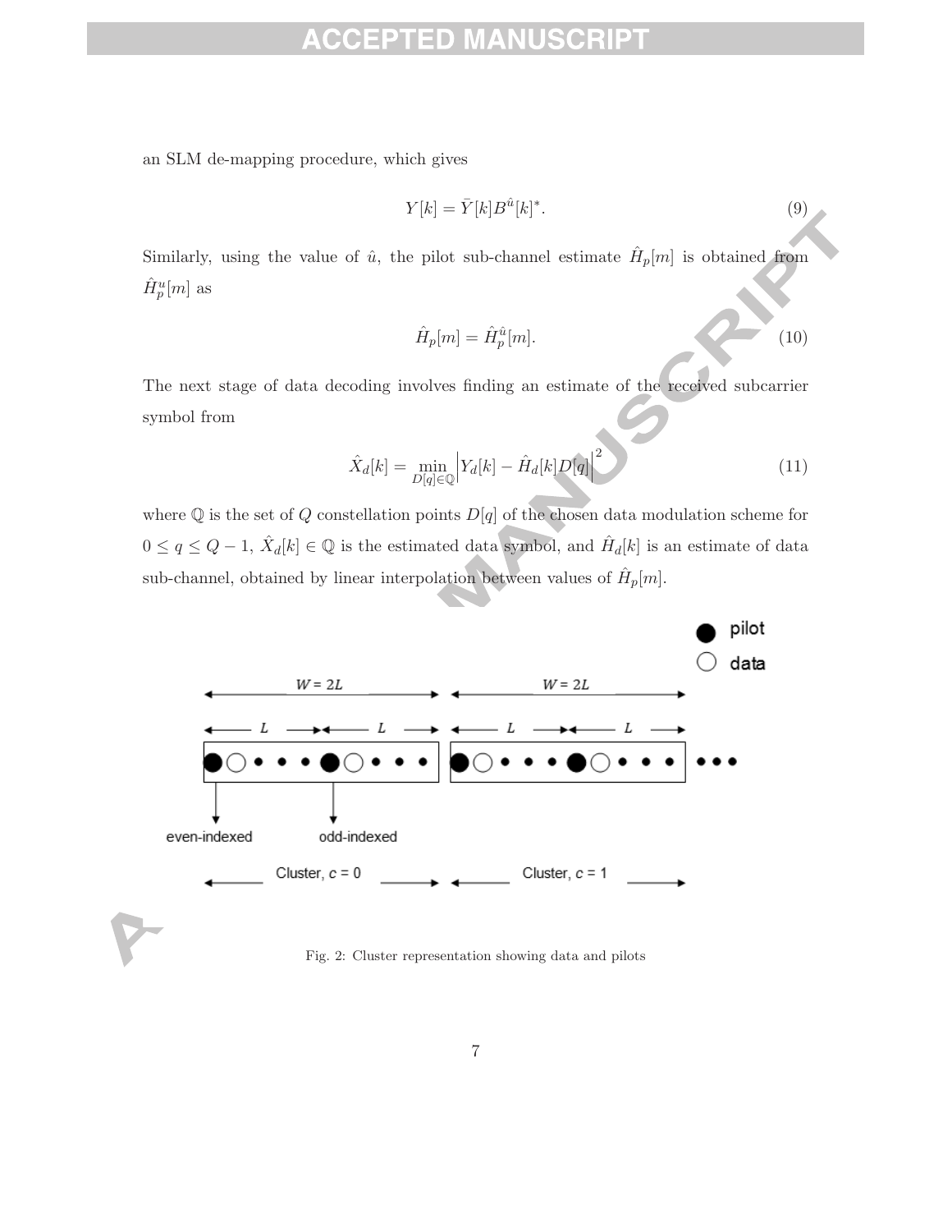an SLM de-mapping procedure, which gives

$$Y[k] = \bar{Y}[k]B^{\hat{u}}[k]^*. \tag{9}$$

Similarly, using the value of $\hat{u}$, the pilot sub-channel estimate $\hat{H}_p[m]$ is obtained from $\hat{H}_p^u[m]$ as

$$\hat{H}_p[m] = \hat{H}_p^{\hat{u}}[m]. \tag{10}$$

The next stage of data decoding involves finding an estimate of the received subcarrier symbol from

$$\hat{X}_d[k] = \min_{D[q]\in\mathbb{Q}} \left| Y_d[k] - \hat{H}_d[k]D[q] \right|^2 \tag{11}$$

where $\mathbb{Q}$ is the set of $Q$ constellation points $D[q]$ of the chosen data modulation scheme for $0 \leq q \leq Q-1$, $\hat{X}_d[k] \in \mathbb{Q}$ is the estimated data symbol, and $\hat{H}_d[k]$ is an estimate of data sub-channel, obtained by linear interpolation between values of $\hat{H}_p[m]$.

Fig. 2: Cluster representation showing data and pilots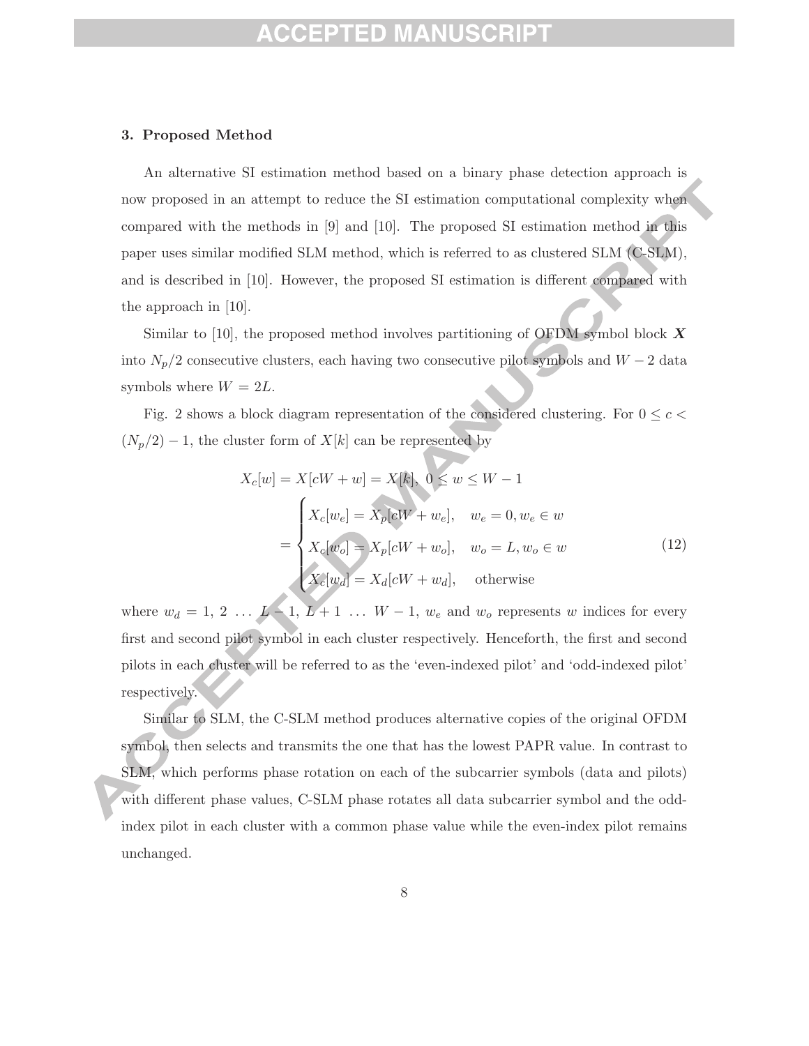### 3. Proposed Method

An alternative SI estimation method based on a binary phase detection approach is now proposed in an attempt to reduce the SI estimation computational complexity when compared with the methods in [9] and [10]. The proposed SI estimation method in this paper uses similar modified SLM method, which is referred to as clustered SLM (C-SLM), and is described in [10]. However, the proposed SI estimation is different compared with the approach in [10].

Similar to [10], the proposed method involves partitioning of OFDM symbol block $\boldsymbol{X}$ into $N_p/2$ consecutive clusters, each having two consecutive pilot symbols and $W-2$ data symbols where $W = 2L$.

Fig. 2 shows a block diagram representation of the considered clustering. For $0 \leq c < (N_p/2) - 1$, the cluster form of $X[k]$ can be represented by

$$
\begin{aligned}
X_c[w] &= X[cW + w] = X[k], \; 0 \leq w \leq W - 1 \\
&= \begin{cases} X_c[w_e] = X_p[cW + w_e], & w_e = 0, w_e \in w \\ X_c[w_o] = X_p[cW + w_o], & w_o = L, w_o \in w \\ X_c[w_d] = X_d[cW + w_d], & \text{otherwise} \end{cases}
\end{aligned} \tag{12}
$$

where $w_d = 1, 2 \, \ldots \, L-1, \, L+1 \, \ldots \, W-1$, $w_e$ and $w_o$ represents $w$ indices for every first and second pilot symbol in each cluster respectively. Henceforth, the first and second pilots in each cluster will be referred to as the 'even-indexed pilot' and 'odd-indexed pilot' respectively.

Similar to SLM, the C-SLM method produces alternative copies of the original OFDM symbol, then selects and transmits the one that has the lowest PAPR value. In contrast to SLM, which performs phase rotation on each of the subcarrier symbols (data and pilots) with different phase values, C-SLM phase rotates all data subcarrier symbol and the odd-index pilot in each cluster with a common phase value while the even-index pilot remains unchanged.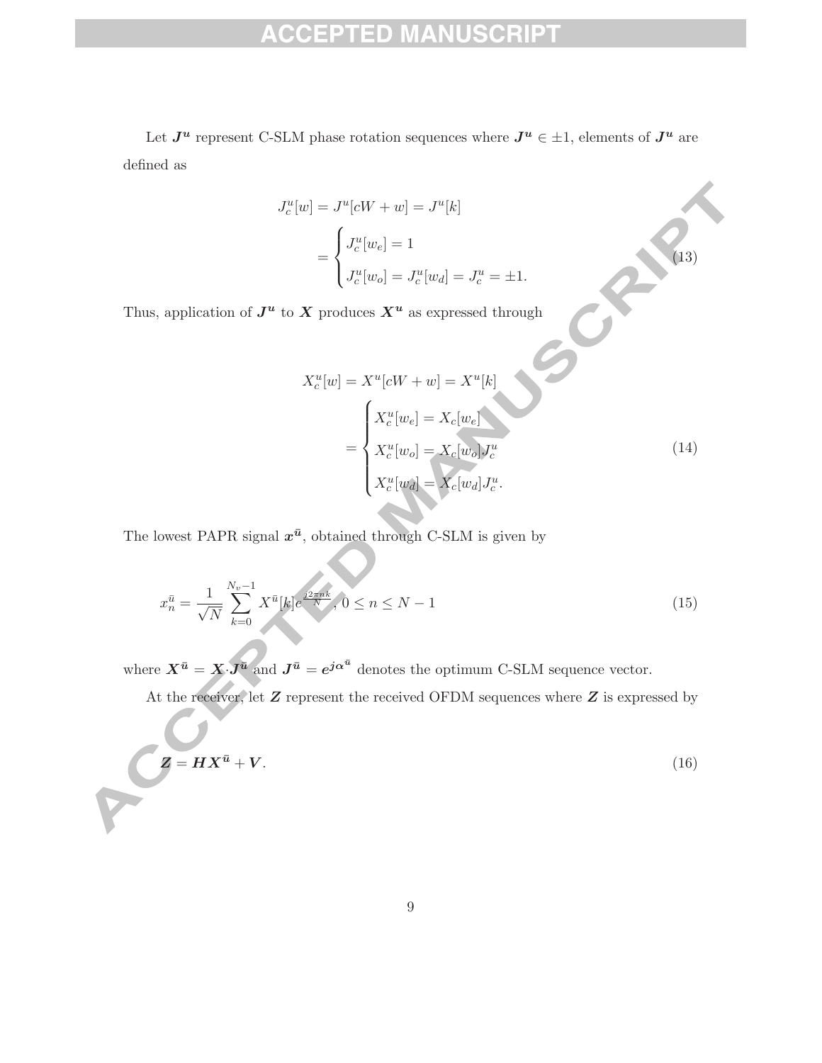Let $\boldsymbol{J^u}$ represent C-SLM phase rotation sequences where $\boldsymbol{J^u} \in \pm 1$, elements of $\boldsymbol{J^u}$ are defined as

$$
\begin{aligned}
J_c^u[w] &= J^u[cW + w] = J^u[k] \\
&= \begin{cases} J_c^u[w_e] = 1 \\ J_c^u[w_o] = J_c^u[w_d] = J_c^u = \pm 1. \end{cases}
\end{aligned}
\tag{13}
$$

Thus, application of $\boldsymbol{J^u}$ to $\boldsymbol{X}$ produces $\boldsymbol{X^u}$ as expressed through

$$
\begin{aligned}
X_c^u[w] &= X^u[cW + w] = X^u[k] \\
&= \begin{cases} X_c^u[w_e] = X_c[w_e] \\ X_c^u[w_o] = X_c[w_o] J_c^u \\ X_c^u[w_d] = X_c[w_d] J_c^u. \end{cases}
\end{aligned}
\tag{14}
$$

The lowest PAPR signal $\boldsymbol{x^{\bar{u}}}$, obtained through C-SLM is given by

$$
x_n^{\bar{u}} = \frac{1}{\sqrt{N}} \sum_{k=0}^{N_v - 1} X^{\bar{u}}[k] e^{\frac{j2\pi nk}{N}}, \; 0 \leq n \leq N-1 \tag{15}
$$

where $\boldsymbol{X^{\bar{u}}} = \boldsymbol{X} \cdot \boldsymbol{J^{\bar{u}}}$ and $\boldsymbol{J^{\bar{u}}} = \boldsymbol{e^{j\alpha^{\bar{u}}}}$ denotes the optimum C-SLM sequence vector.

At the receiver, let $\boldsymbol{Z}$ represent the received OFDM sequences where $\boldsymbol{Z}$ is expressed by

$$
\boldsymbol{Z} = \boldsymbol{H} \boldsymbol{X^{\bar{u}}} + \boldsymbol{V}. \tag{16}
$$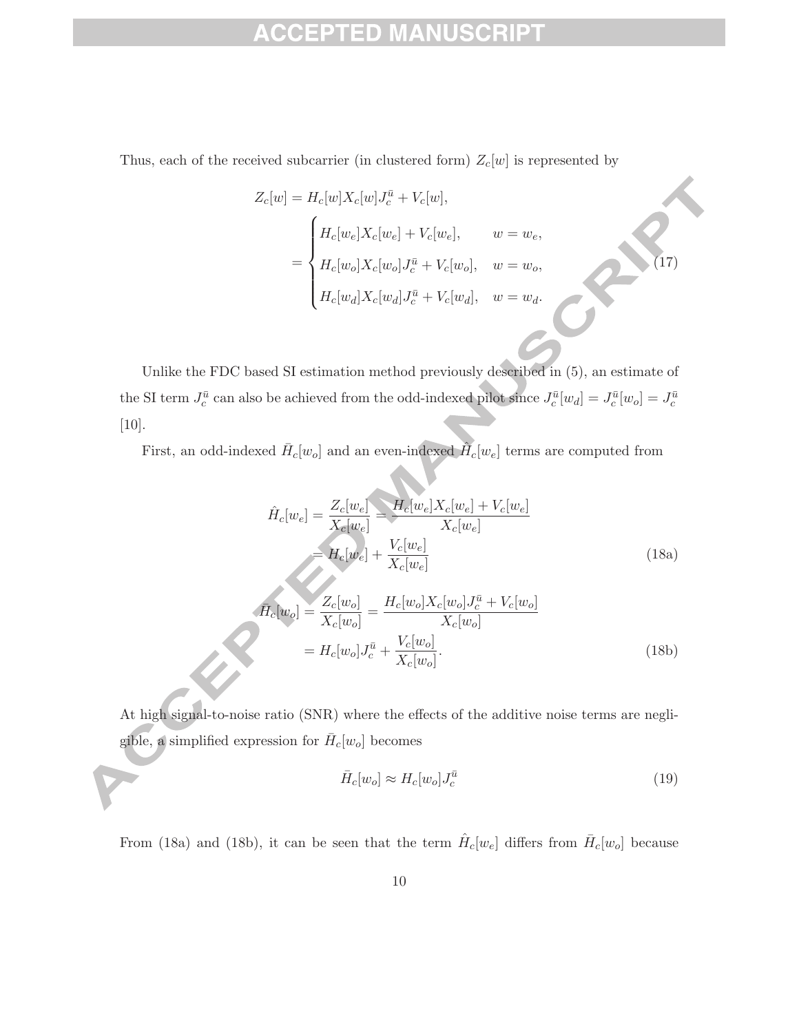Thus, each of the received subcarrier (in clustered form) $Z_c[w]$ is represented by

$$
\begin{aligned}
Z_c[w] &= H_c[w]X_c[w]J_c^{\bar{u}} + V_c[w], \\
&= \begin{cases} H_c[w_e]X_c[w_e] + V_c[w_e], & w = w_e, \\ H_c[w_o]X_c[w_o]J_c^{\bar{u}} + V_c[w_o], & w = w_o, \\ H_c[w_d]X_c[w_d]J_c^{\bar{u}} + V_c[w_d], & w = w_d. \end{cases}
\end{aligned} \tag{17}
$$

Unlike the FDC based SI estimation method previously described in (5), an estimate of the SI term $J_c^{\bar{u}}$ can also be achieved from the odd-indexed pilot since $J_c^{\bar{u}}[w_d] = J_c^{\bar{u}}[w_o] = J_c^{\bar{u}}$ [10].

First, an odd-indexed $\bar{H}_c[w_o]$ and an even-indexed $\hat{H}_c[w_e]$ terms are computed from

$$
\begin{aligned}
\hat{H}_c[w_e] &= \frac{Z_c[w_e]}{X_c[w_e]} = \frac{H_c[w_e]X_c[w_e] + V_c[w_e]}{X_c[w_e]} \\
&= H_c[w_e] + \frac{V_c[w_e]}{X_c[w_e]}
\end{aligned} \tag{18a}
$$

$$
\begin{aligned}
\bar{H}_c[w_o] &= \frac{Z_c[w_o]}{X_c[w_o]} = \frac{H_c[w_o]X_c[w_o]J_c^{\bar{u}} + V_c[w_o]}{X_c[w_o]} \\
&= H_c[w_o]J_c^{\bar{u}} + \frac{V_c[w_o]}{X_c[w_o]}.
\end{aligned} \tag{18b}
$$

At high signal-to-noise ratio (SNR) where the effects of the additive noise terms are negligible, a simplified expression for $\bar{H}_c[w_o]$ becomes

$$
\bar{H}_c[w_o] \approx H_c[w_o]J_c^{\bar{u}} \tag{19}
$$

From (18a) and (18b), it can be seen that the term $\hat{H}_c[w_e]$ differs from $\bar{H}_c[w_o]$ because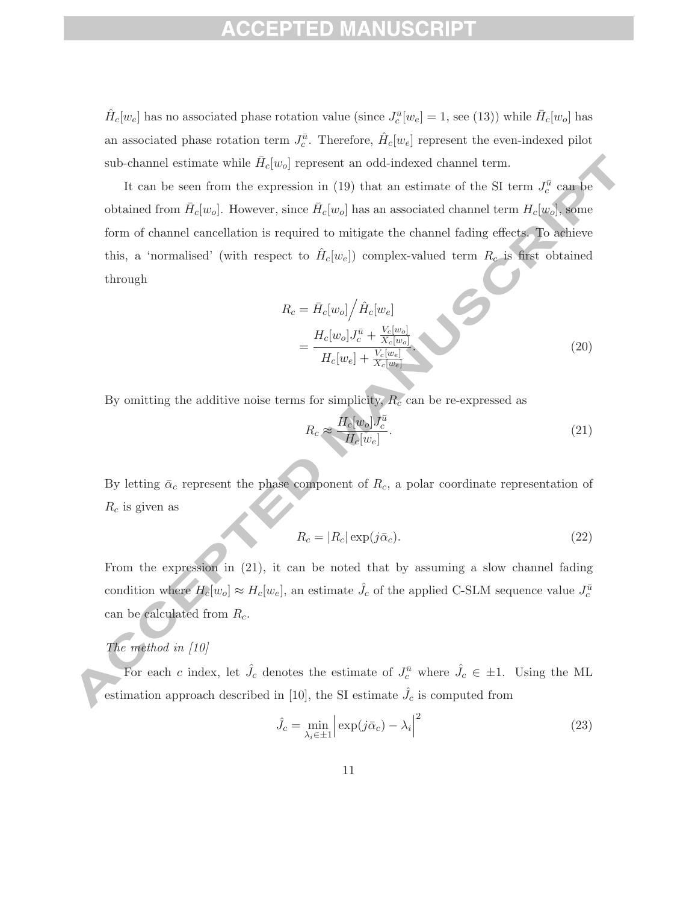$\hat{H}_c[w_e]$ has no associated phase rotation value (since $J_c^{\bar{u}}[w_e] = 1$, see (13)) while $\bar{H}_c[w_o]$ has an associated phase rotation term $J_c^{\bar{u}}$. Therefore, $\hat{H}_c[w_e]$ represent the even-indexed pilot sub-channel estimate while $\bar{H}_c[w_o]$ represent an odd-indexed channel term.

It can be seen from the expression in (19) that an estimate of the SI term $J_c^{\bar{u}}$ can be obtained from $\bar{H}_c[w_o]$. However, since $\bar{H}_c[w_o]$ has an associated channel term $H_c[w_o]$, some form of channel cancellation is required to mitigate the channel fading effects. To achieve this, a 'normalised' (with respect to $\hat{H}_c[w_e]$) complex-valued term $R_c$ is first obtained through

$$
\begin{aligned}
R_c &= \bar{H}_c[w_o] \Big/ \hat{H}_c[w_e] \\
&= \frac{H_c[w_o] J_c^{\bar{u}} + \frac{V_c[w_o]}{X_c[w_o]}}{H_c[w_e] + \frac{V_c[w_e]}{X_c[w_e]}}.
\end{aligned} \tag{20}
$$

By omitting the additive noise terms for simplicity, $R_c$ can be re-expressed as

$$
R_c \approx \frac{H_c[w_o] J_c^{\bar{u}}}{H_c[w_e]}. \tag{21}
$$

By letting $\bar{\alpha}_c$ represent the phase component of $R_c$, a polar coordinate representation of $R_c$ is given as

$$
R_c = |R_c| \exp(j\bar{\alpha}_c). \tag{22}
$$

From the expression in (21), it can be noted that by assuming a slow channel fading condition where $H_c[w_o] \approx H_c[w_e]$, an estimate $\hat{J}_c$ of the applied C-SLM sequence value $J_c^{\bar{u}}$ can be calculated from $R_c$.

*The method in [10]*

For each $c$ index, let $\hat{J}_c$ denotes the estimate of $J_c^{\bar{u}}$ where $\hat{J}_c \in \pm 1$. Using the ML estimation approach described in [10], the SI estimate $\hat{J}_c$ is computed from

$$
\hat{J}_c = \min_{\lambda_i \in \pm 1} \Big| \exp(j\bar{\alpha}_c) - \lambda_i \Big|^2 \tag{23}
$$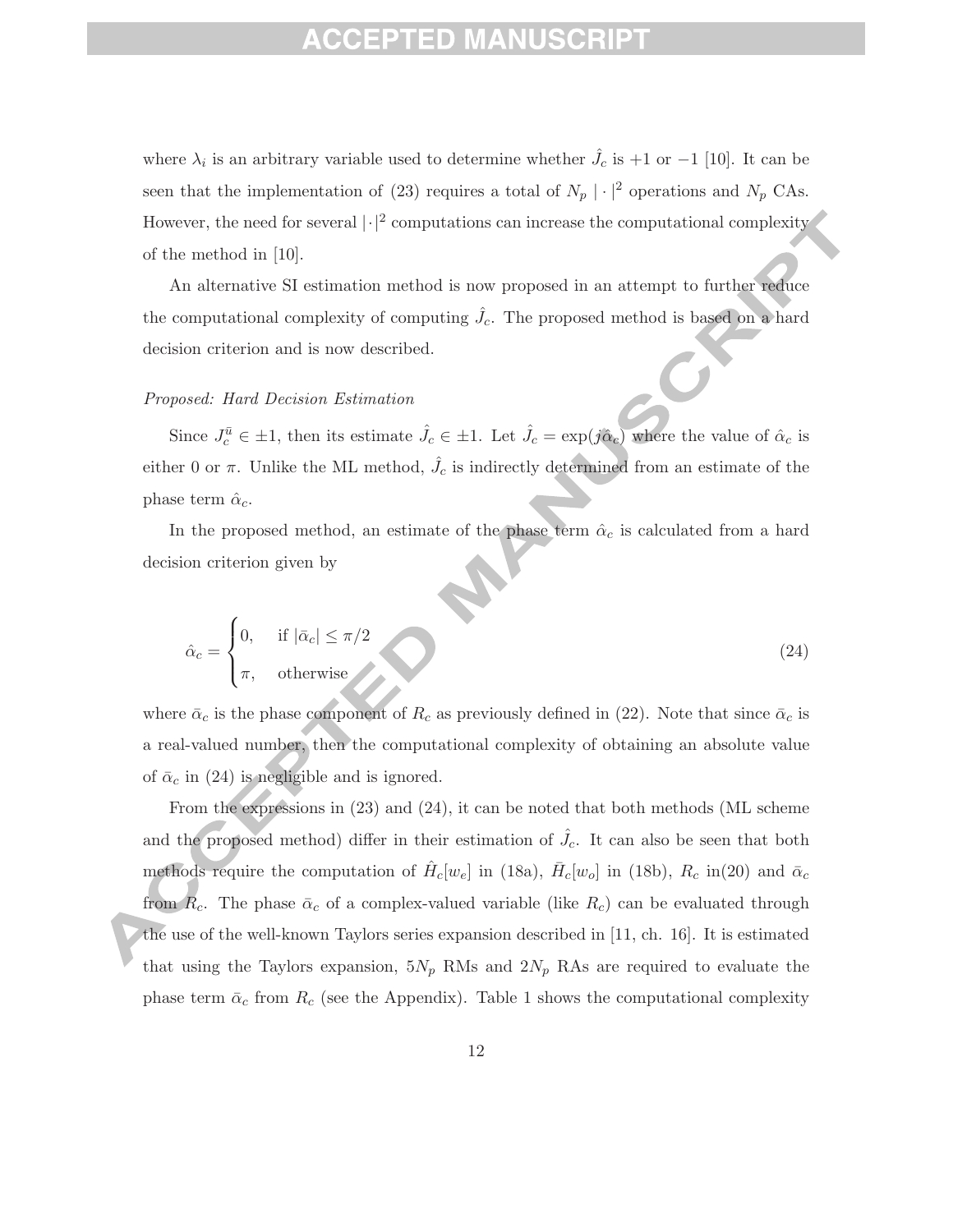where $\lambda_i$ is an arbitrary variable used to determine whether $\hat{J}_c$ is $+1$ or $-1$ [10]. It can be seen that the implementation of (23) requires a total of $N_p$ $|\cdot|^2$ operations and $N_p$ CAs. However, the need for several $|\cdot|^2$ computations can increase the computational complexity of the method in [10].

An alternative SI estimation method is now proposed in an attempt to further reduce the computational complexity of computing $\hat{J}_c$. The proposed method is based on a hard decision criterion and is now described.

*Proposed: Hard Decision Estimation*

Since $J_c^{\bar{u}} \in \pm 1$, then its estimate $\hat{J}_c \in \pm 1$. Let $\hat{J}_c = \exp(j\hat{\alpha}_c)$ where the value of $\hat{\alpha}_c$ is either 0 or $\pi$. Unlike the ML method, $\hat{J}_c$ is indirectly determined from an estimate of the phase term $\hat{\alpha}_c$.

In the proposed method, an estimate of the phase term $\hat{\alpha}_c$ is calculated from a hard decision criterion given by

$$\hat{\alpha}_c = \begin{cases} 0, & \text{if } |\bar{\alpha}_c| \leq \pi/2 \\ \pi, & \text{otherwise} \end{cases} \tag{24}$$

where $\bar{\alpha}_c$ is the phase component of $R_c$ as previously defined in (22). Note that since $\bar{\alpha}_c$ is a real-valued number, then the computational complexity of obtaining an absolute value of $\bar{\alpha}_c$ in (24) is negligible and is ignored.

From the expressions in (23) and (24), it can be noted that both methods (ML scheme and the proposed method) differ in their estimation of $\hat{J}_c$. It can also be seen that both methods require the computation of $\hat{H}_c[w_e]$ in (18a), $\bar{H}_c[w_o]$ in (18b), $R_c$ in(20) and $\bar{\alpha}_c$ from $R_c$. The phase $\bar{\alpha}_c$ of a complex-valued variable (like $R_c$) can be evaluated through the use of the well-known Taylors series expansion described in [11, ch. 16]. It is estimated that using the Taylors expansion, $5N_p$ RMs and $2N_p$ RAs are required to evaluate the phase term $\bar{\alpha}_c$ from $R_c$ (see the Appendix). Table 1 shows the computational complexity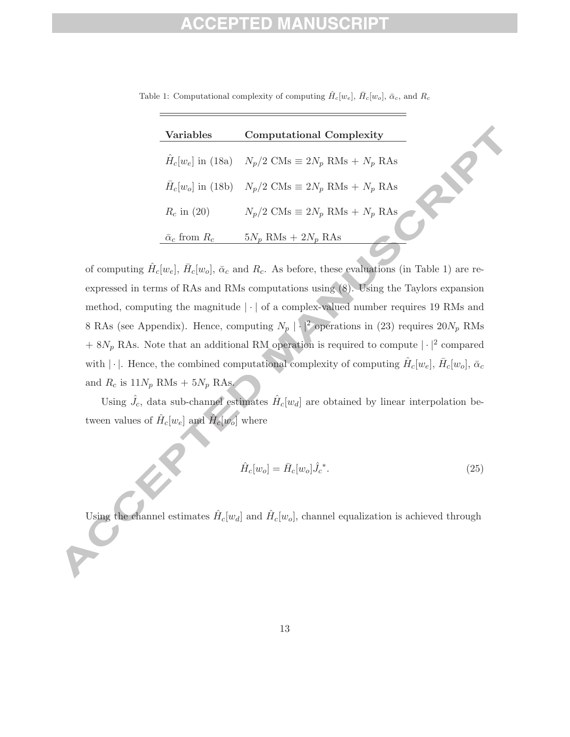Table 1: Computational complexity of computing $\hat{H}_c[w_e]$, $\bar{H}_c[w_o]$, $\bar{\alpha}_c$, and $R_c$

| **Variables** | **Computational Complexity** |
|---|---|
| $\hat{H}_c[w_e]$ in (18a) | $N_p/2$ CMs $\equiv 2N_p$ RMs + $N_p$ RAs |
| $\bar{H}_c[w_o]$ in (18b) | $N_p/2$ CMs $\equiv 2N_p$ RMs + $N_p$ RAs |
| $R_c$ in (20) | $N_p/2$ CMs $\equiv 2N_p$ RMs + $N_p$ RAs |
| $\bar{\alpha}_c$ from $R_c$ | $5N_p$ RMs + $2N_p$ RAs |

of computing $\hat{H}_c[w_e]$, $\bar{H}_c[w_o]$, $\bar{\alpha}_c$ and $R_c$. As before, these evaluations (in Table 1) are re-expressed in terms of RAs and RMs computations using (8). Using the Taylors expansion method, computing the magnitude $|\cdot|$ of a complex-valued number requires 19 RMs and 8 RAs (see Appendix). Hence, computing $N_p$ $|\cdot|^2$ operations in (23) requires $20N_p$ RMs + $8N_p$ RAs. Note that an additional RM operation is required to compute $|\cdot|^2$ compared with $|\cdot|$. Hence, the combined computational complexity of computing $\hat{H}_c[w_e]$, $\bar{H}_c[w_o]$, $\bar{\alpha}_c$ and $R_c$ is $11N_p$ RMs + $5N_p$ RAs.

Using $\hat{J}_c$, data sub-channel estimates $\hat{H}_c[w_d]$ are obtained by linear interpolation between values of $\hat{H}_c[w_e]$ and $\hat{H}_c[w_o]$ where

$$\hat{H}_c[w_o] = \bar{H}_c[w_o]\hat{J}_c^{\,*}. \tag{25}$$

Using the channel estimates $\hat{H}_c[w_d]$ and $\hat{H}_c[w_o]$, channel equalization is achieved through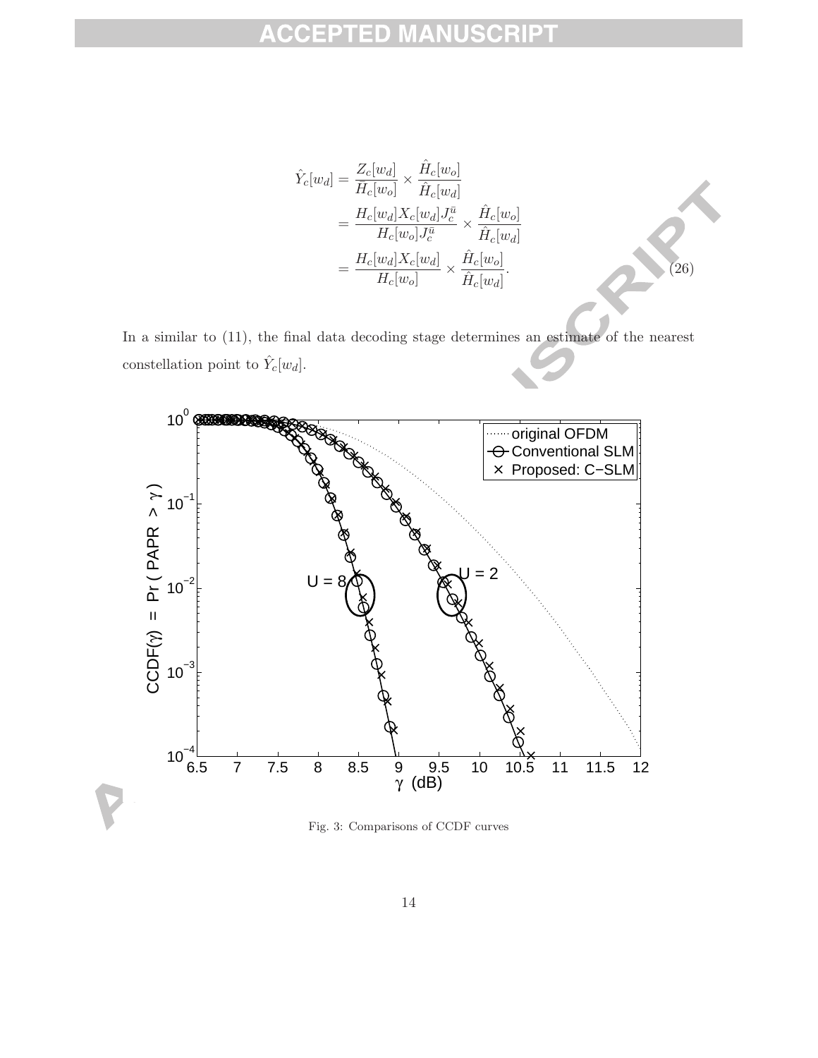$$
\begin{aligned}
\hat{Y}_c[w_d] &= \frac{Z_c[w_d]}{\bar{H}_c[w_o]} \times \frac{\hat{H}_c[w_o]}{\hat{H}_c[w_d]} \\
&= \frac{H_c[w_d] X_c[w_d] J_c^{\bar{u}}}{H_c[w_o] J_c^{\bar{u}}} \times \frac{\hat{H}_c[w_o]}{\hat{H}_c[w_d]} \\
&= \frac{H_c[w_d] X_c[w_d]}{H_c[w_o]} \times \frac{\hat{H}_c[w_o]}{\hat{H}_c[w_d]}.
\end{aligned} \tag{26}
$$

In a similar to (11), the final data decoding stage determines an estimate of the nearest constellation point to $\hat{Y}_c[w_d]$.

Fig. 3: Comparisons of CCDF curves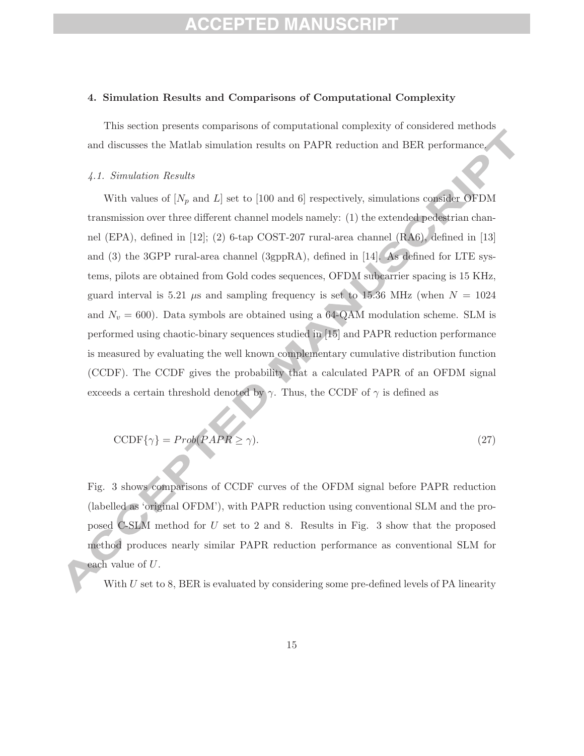## 4. Simulation Results and Comparisons of Computational Complexity

This section presents comparisons of computational complexity of considered methods and discusses the Matlab simulation results on PAPR reduction and BER performance.

### *4.1. Simulation Results*

With values of [$N_p$ and $L$] set to [100 and 6] respectively, simulations consider OFDM transmission over three different channel models namely: (1) the extended pedestrian channel (EPA), defined in [12]; (2) 6-tap COST-207 rural-area channel (RA6), defined in [13] and (3) the 3GPP rural-area channel (3gppRA), defined in [14]. As defined for LTE systems, pilots are obtained from Gold codes sequences, OFDM subcarrier spacing is 15 KHz, guard interval is 5.21 $\mu$s and sampling frequency is set to 15.36 MHz (when $N = 1024$ and $N_v = 600$). Data symbols are obtained using a 64-QAM modulation scheme. SLM is performed using chaotic-binary sequences studied in [15] and PAPR reduction performance is measured by evaluating the well known complementary cumulative distribution function (CCDF). The CCDF gives the probability that a calculated PAPR of an OFDM signal exceeds a certain threshold denoted by $\gamma$. Thus, the CCDF of $\gamma$ is defined as

$$\text{CCDF}\{\gamma\} = Prob(PAPR \geq \gamma). \tag{27}$$

Fig. 3 shows comparisons of CCDF curves of the OFDM signal before PAPR reduction (labelled as 'original OFDM'), with PAPR reduction using conventional SLM and the proposed C-SLM method for $U$ set to 2 and 8. Results in Fig. 3 show that the proposed method produces nearly similar PAPR reduction performance as conventional SLM for each value of $U$.

With $U$ set to 8, BER is evaluated by considering some pre-defined levels of PA linearity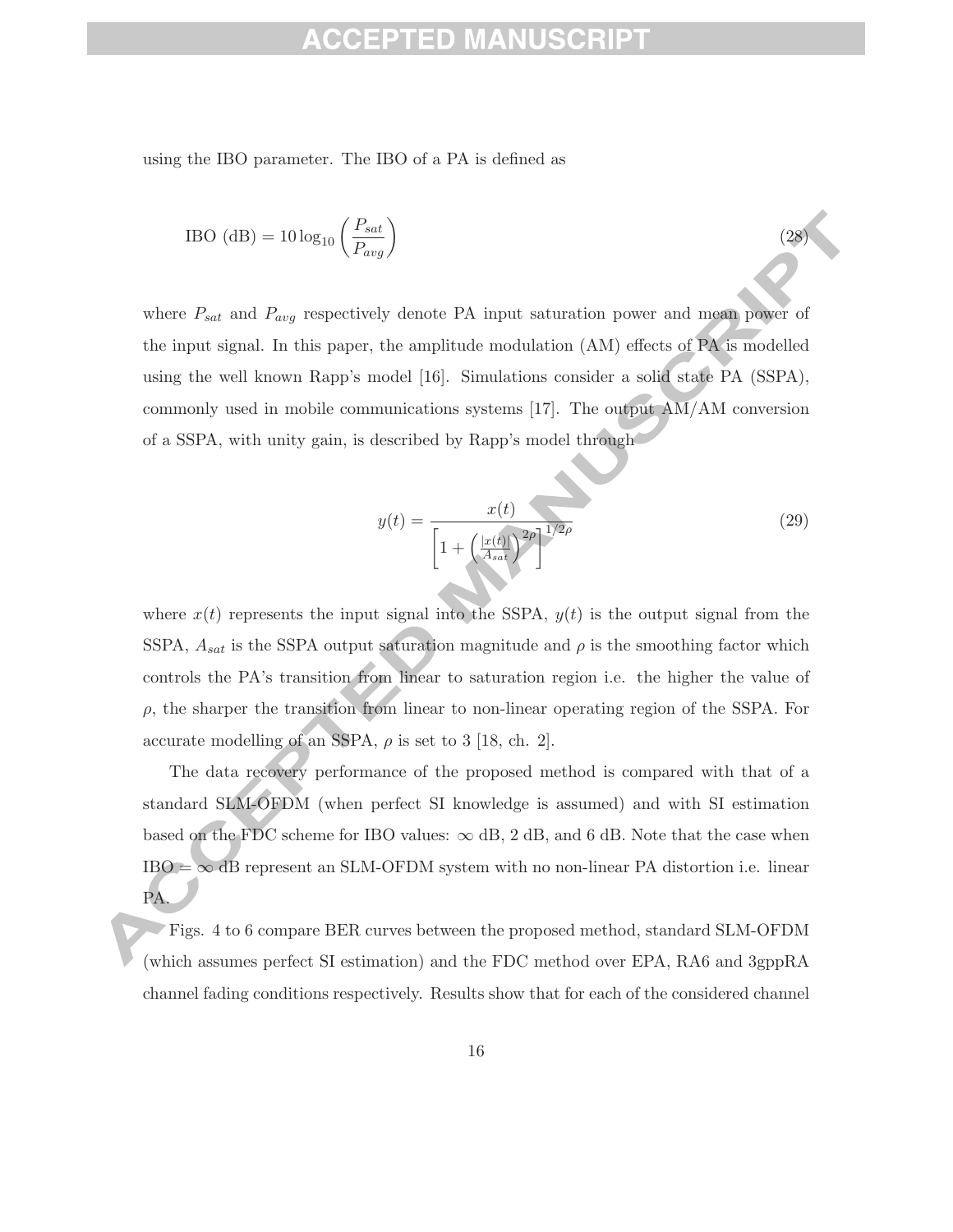using the IBO parameter. The IBO of a PA is defined as

$$\text{IBO (dB)} = 10\log_{10}\left(\frac{P_{sat}}{P_{avg}}\right) \tag{28}$$

where $P_{sat}$ and $P_{avg}$ respectively denote PA input saturation power and mean power of the input signal. In this paper, the amplitude modulation (AM) effects of PA is modelled using the well known Rapp's model [16]. Simulations consider a solid state PA (SSPA), commonly used in mobile communications systems [17]. The output AM/AM conversion of a SSPA, with unity gain, is described by Rapp's model through

$$y(t) = \frac{x(t)}{\left[1 + \left(\frac{|x(t)|}{A_{sat}}\right)^{2\rho}\right]^{1/2\rho}} \tag{29}$$

where $x(t)$ represents the input signal into the SSPA, $y(t)$ is the output signal from the SSPA, $A_{sat}$ is the SSPA output saturation magnitude and $\rho$ is the smoothing factor which controls the PA's transition from linear to saturation region i.e. the higher the value of $\rho$, the sharper the transition from linear to non-linear operating region of the SSPA. For accurate modelling of an SSPA, $\rho$ is set to 3 [18, ch. 2].

The data recovery performance of the proposed method is compared with that of a standard SLM-OFDM (when perfect SI knowledge is assumed) and with SI estimation based on the FDC scheme for IBO values: $\infty$ dB, 2 dB, and 6 dB. Note that the case when IBO $= \infty$ dB represent an SLM-OFDM system with no non-linear PA distortion i.e. linear PA.

Figs. 4 to 6 compare BER curves between the proposed method, standard SLM-OFDM (which assumes perfect SI estimation) and the FDC method over EPA, RA6 and 3gppRA channel fading conditions respectively. Results show that for each of the considered channel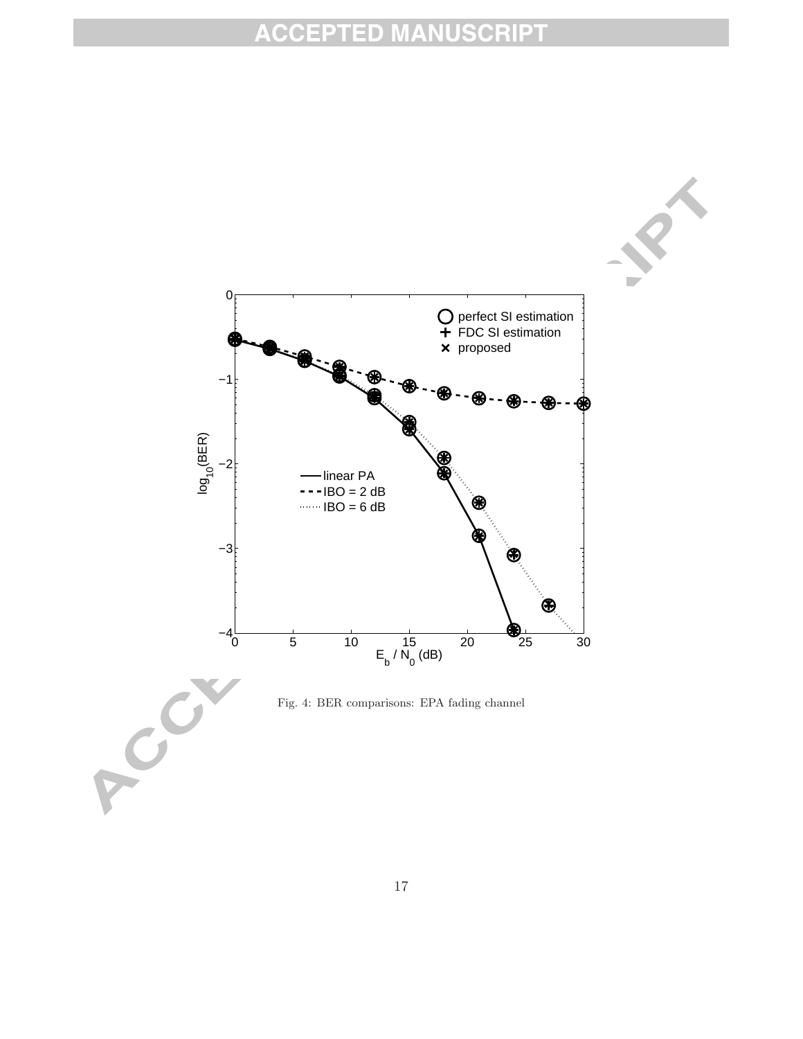Fig. 4: BER comparisons: EPA fading channel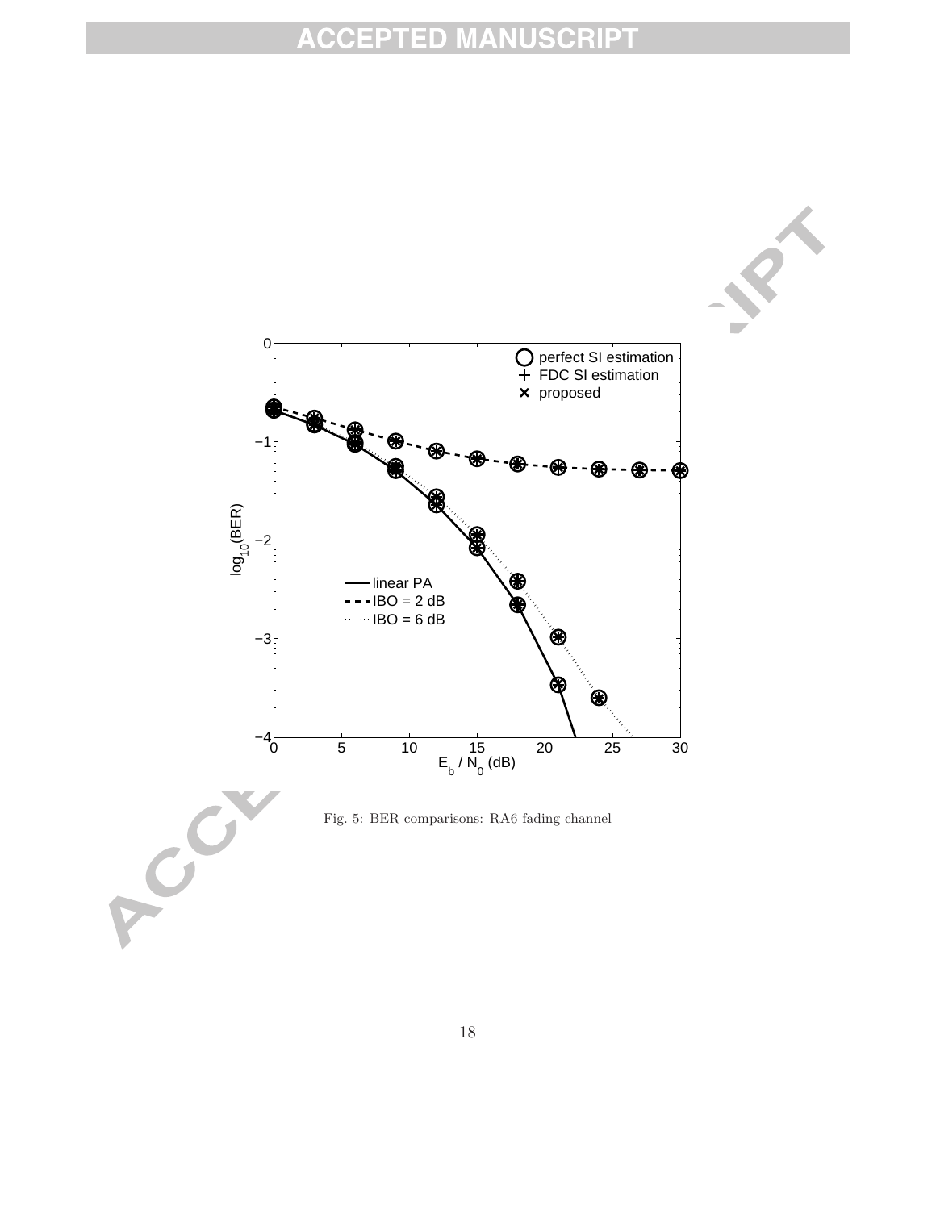Fig. 5: BER comparisons: RA6 fading channel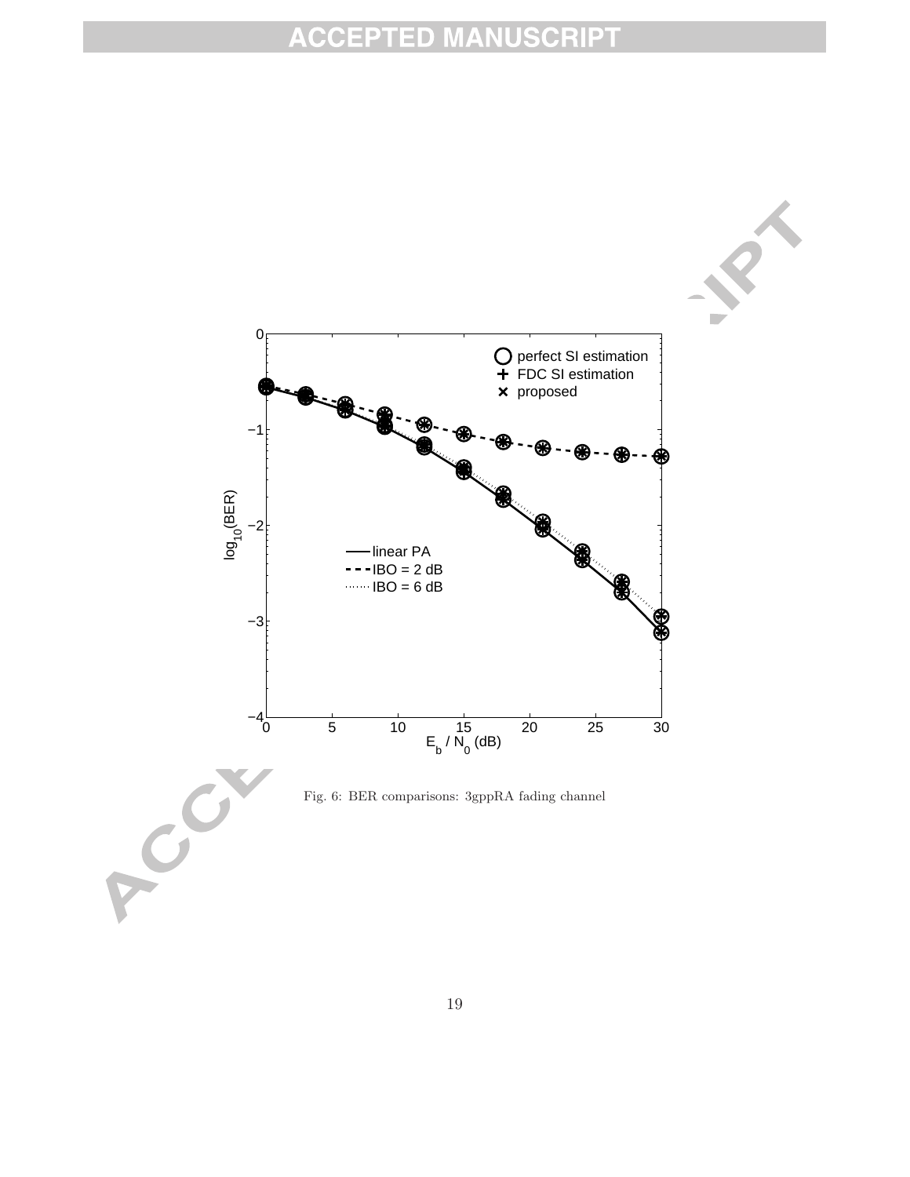Fig. 6: BER comparisons: 3gppRA fading channel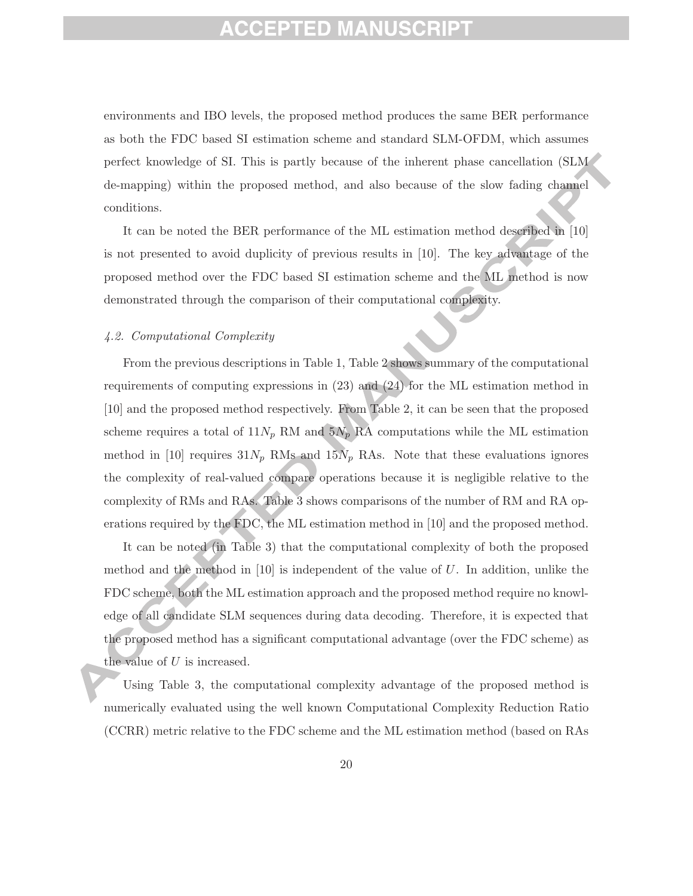environments and IBO levels, the proposed method produces the same BER performance as both the FDC based SI estimation scheme and standard SLM-OFDM, which assumes perfect knowledge of SI. This is partly because of the inherent phase cancellation (SLM de-mapping) within the proposed method, and also because of the slow fading channel conditions.

It can be noted the BER performance of the ML estimation method described in [10] is not presented to avoid duplicity of previous results in [10]. The key advantage of the proposed method over the FDC based SI estimation scheme and the ML method is now demonstrated through the comparison of their computational complexity.

### *4.2. Computational Complexity*

From the previous descriptions in Table 1, Table 2 shows summary of the computational requirements of computing expressions in (23) and (24) for the ML estimation method in [10] and the proposed method respectively. From Table 2, it can be seen that the proposed scheme requires a total of $11N_p$ RM and $5N_p$ RA computations while the ML estimation method in [10] requires $31N_p$ RMs and $15N_p$ RAs. Note that these evaluations ignores the complexity of real-valued compare operations because it is negligible relative to the complexity of RMs and RAs. Table 3 shows comparisons of the number of RM and RA operations required by the FDC, the ML estimation method in [10] and the proposed method.

It can be noted (in Table 3) that the computational complexity of both the proposed method and the method in [10] is independent of the value of $U$. In addition, unlike the FDC scheme, both the ML estimation approach and the proposed method require no knowledge of all candidate SLM sequences during data decoding. Therefore, it is expected that the proposed method has a significant computational advantage (over the FDC scheme) as the value of $U$ is increased.

Using Table 3, the computational complexity advantage of the proposed method is numerically evaluated using the well known Computational Complexity Reduction Ratio (CCRR) metric relative to the FDC scheme and the ML estimation method (based on RAs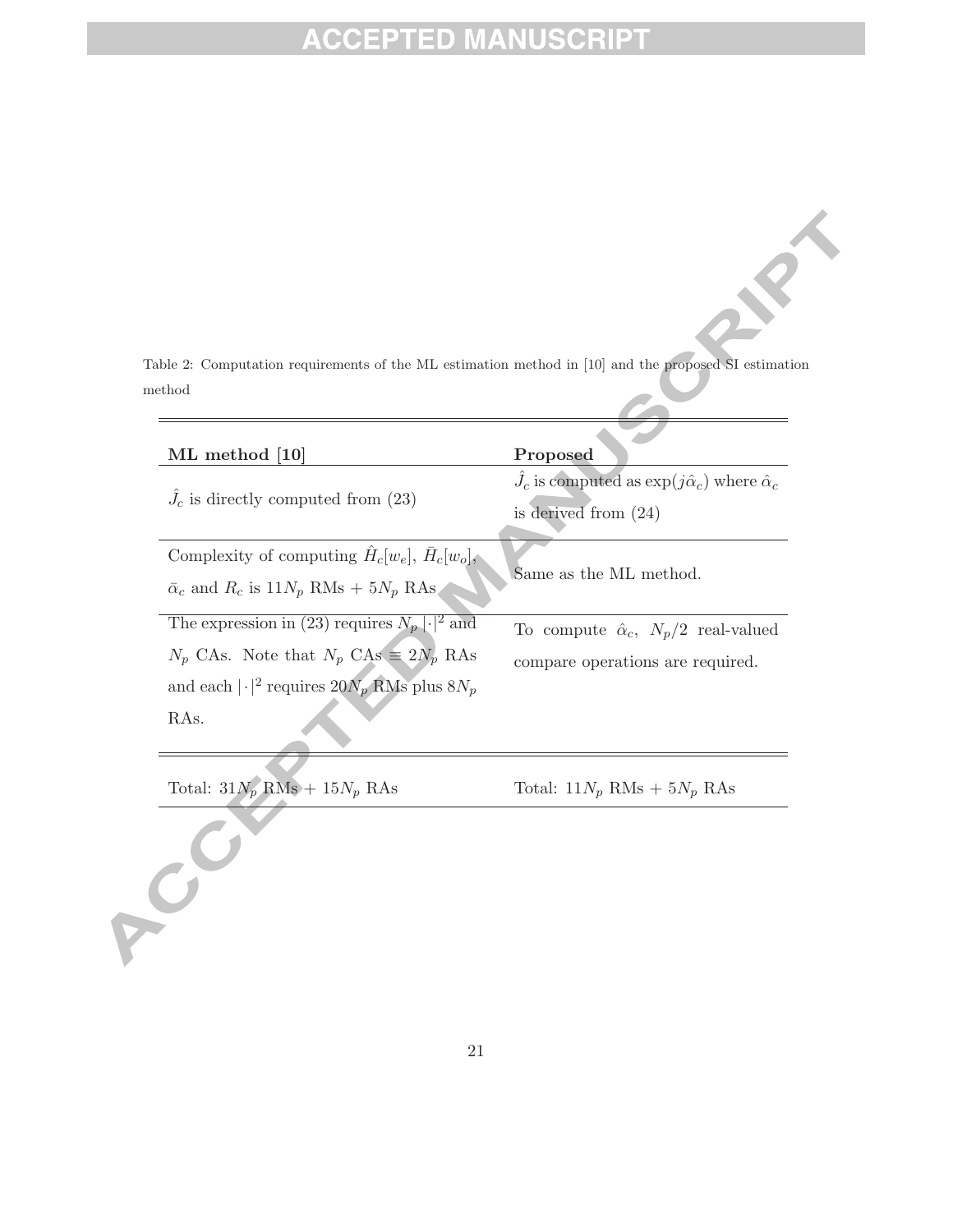Table 2: Computation requirements of the ML estimation method in [10] and the proposed SI estimation method

| **ML method [10]** | **Proposed** |
|---|---|
| $\hat{J}_c$ is directly computed from (23) | $\hat{J}_c$ is computed as $\exp(j\hat{\alpha}_c)$ where $\hat{\alpha}_c$ is derived from (24) |
| Complexity of computing $\hat{H}_c[w_e]$, $\bar{H}_c[w_o]$, $\bar{\alpha}_c$ and $R_c$ is $11N_p$ RMs + $5N_p$ RAs | Same as the ML method. |
| The expression in (23) requires $N_p$ $\lvert\cdot\rvert^2$ and $N_p$ CAs. Note that $N_p$ CAs $\equiv 2N_p$ RAs and each $\lvert\cdot\rvert^2$ requires $20N_p$ RMs plus $8N_p$ RAs. | To compute $\hat{\alpha}_c$, $N_p/2$ real-valued compare operations are required. |
| Total: $31N_p$ RMs + $15N_p$ RAs | Total: $11N_p$ RMs + $5N_p$ RAs |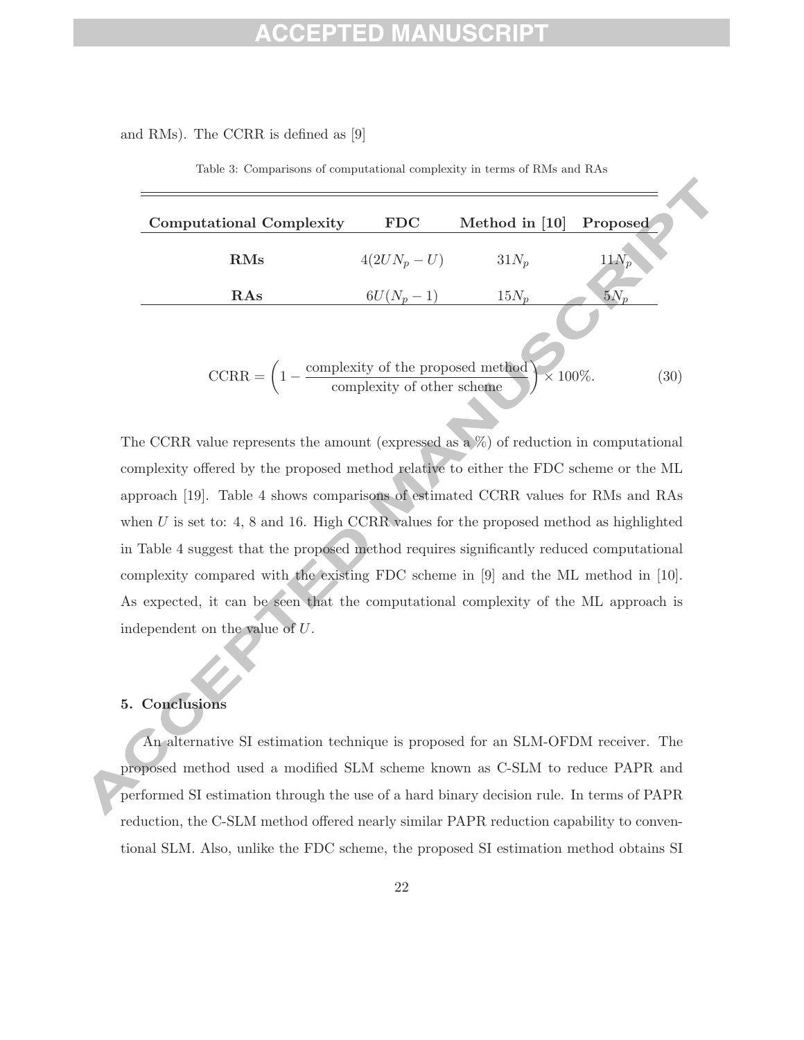and RMs). The CCRR is defined as [9]

Table 3: Comparisons of computational complexity in terms of RMs and RAs

| Computational Complexity | FDC | Method in [10] | Proposed |
|---|---|---|---|
| **RMs** | $4(2UN_p - U)$ | $31N_p$ | $11N_p$ |
| **RAs** | $6U(N_p - 1)$ | $15N_p$ | $5N_p$ |

$$\text{CCRR} = \left(1 - \frac{\text{complexity of the proposed method}}{\text{complexity of other scheme}}\right) \times 100\%. \tag{30}$$

The CCRR value represents the amount (expressed as a %) of reduction in computational complexity offered by the proposed method relative to either the FDC scheme or the ML approach [19]. Table 4 shows comparisons of estimated CCRR values for RMs and RAs when $U$ is set to: 4, 8 and 16. High CCRR values for the proposed method as highlighted in Table 4 suggest that the proposed method requires significantly reduced computational complexity compared with the existing FDC scheme in [9] and the ML method in [10]. As expected, it can be seen that the computational complexity of the ML approach is independent on the value of $U$.

## 5. Conclusions

An alternative SI estimation technique is proposed for an SLM-OFDM receiver. The proposed method used a modified SLM scheme known as C-SLM to reduce PAPR and performed SI estimation through the use of a hard binary decision rule. In terms of PAPR reduction, the C-SLM method offered nearly similar PAPR reduction capability to conventional SLM. Also, unlike the FDC scheme, the proposed SI estimation method obtains SI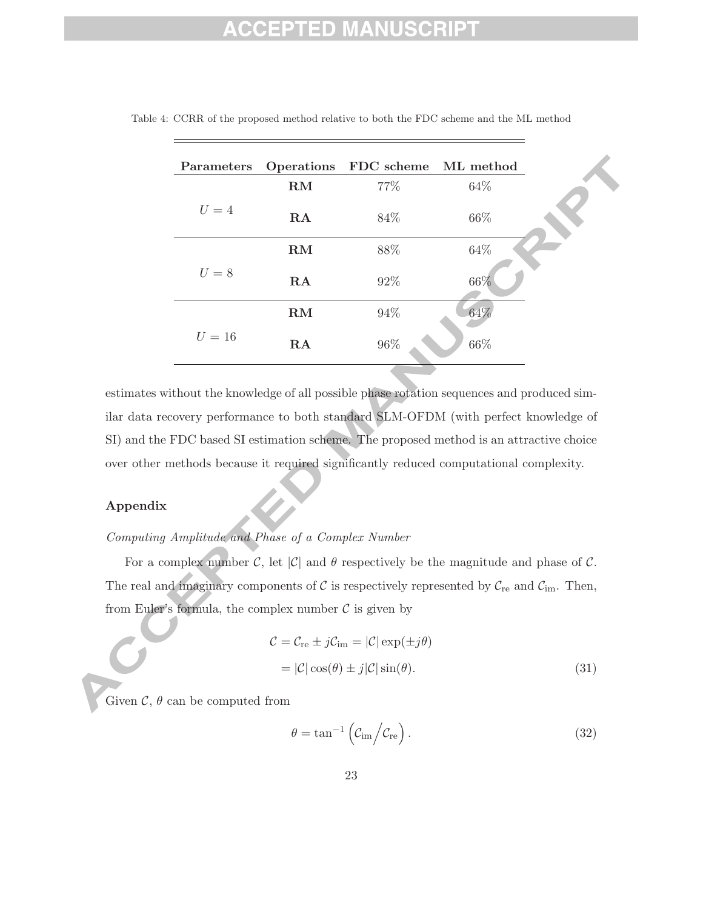Table 4: CCRR of the proposed method relative to both the FDC scheme and the ML method

| Parameters | Operations | FDC scheme | ML method |
|---|---|---|---|
| $U = 4$ | **RM** | 77% | 64% |
| | **RA** | 84% | 66% |
| $U = 8$ | **RM** | 88% | 64% |
| | **RA** | 92% | 66% |
| $U = 16$ | **RM** | 94% | 64% |
| | **RA** | 96% | 66% |

estimates without the knowledge of all possible phase rotation sequences and produced similar data recovery performance to both standard SLM-OFDM (with perfect knowledge of SI) and the FDC based SI estimation scheme. The proposed method is an attractive choice over other methods because it required significantly reduced computational complexity.

## Appendix

*Computing Amplitude and Phase of a Complex Number*

For a complex number $\mathcal{C}$, let $|\mathcal{C}|$ and $\theta$ respectively be the magnitude and phase of $\mathcal{C}$. The real and imaginary components of $\mathcal{C}$ is respectively represented by $\mathcal{C}_{\text{re}}$ and $\mathcal{C}_{\text{im}}$. Then, from Euler's formula, the complex number $\mathcal{C}$ is given by

$$\begin{aligned}\mathcal{C} &= \mathcal{C}_{\text{re}} \pm j\mathcal{C}_{\text{im}} = |\mathcal{C}| \exp(\pm j\theta) \\ &= |\mathcal{C}| \cos(\theta) \pm j|\mathcal{C}| \sin(\theta).\end{aligned} \tag{31}$$

Given $\mathcal{C}$, $\theta$ can be computed from

$$\theta = \tan^{-1}\left(\mathcal{C}_{\text{im}} \big/ \mathcal{C}_{\text{re}}\right). \tag{32}$$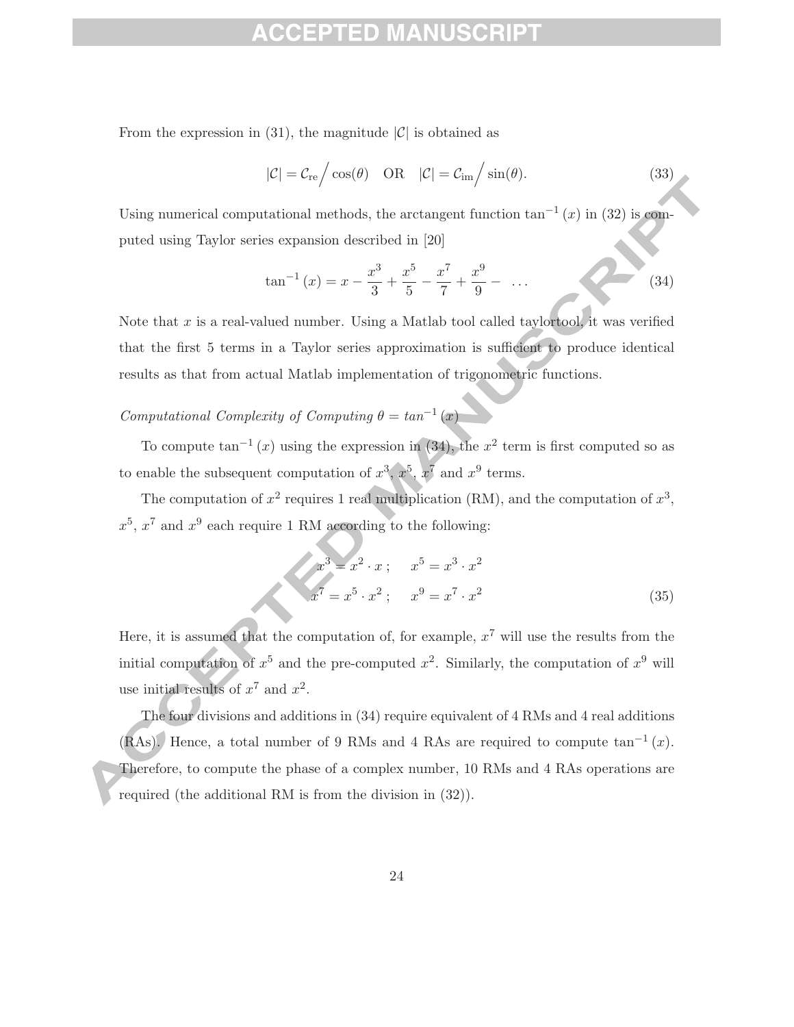From the expression in (31), the magnitude $|\mathcal{C}|$ is obtained as

$$|\mathcal{C}| = \mathcal{C}_{\text{re}} \big/ \cos(\theta) \quad \text{OR} \quad |\mathcal{C}| = \mathcal{C}_{\text{im}} \big/ \sin(\theta). \tag{33}$$

Using numerical computational methods, the arctangent function $\tan^{-1}(x)$ in (32) is computed using Taylor series expansion described in [20]

$$\tan^{-1}(x) = x - \frac{x^3}{3} + \frac{x^5}{5} - \frac{x^7}{7} + \frac{x^9}{9} - \ \ldots \tag{34}$$

Note that $x$ is a real-valued number. Using a Matlab tool called taylortool, it was verified that the first 5 terms in a Taylor series approximation is sufficient to produce identical results as that from actual Matlab implementation of trigonometric functions.

*Computational Complexity of Computing $\theta = tan^{-1}(x)$*

To compute $\tan^{-1}(x)$ using the expression in (34), the $x^2$ term is first computed so as to enable the subsequent computation of $x^3$, $x^5$, $x^7$ and $x^9$ terms.

The computation of $x^2$ requires 1 real multiplication (RM), and the computation of $x^3$, $x^5$, $x^7$ and $x^9$ each require 1 RM according to the following:

$$\begin{aligned} x^3 &= x^2 \cdot x \; ; \quad x^5 = x^3 \cdot x^2 \\ x^7 &= x^5 \cdot x^2 \; ; \quad x^9 = x^7 \cdot x^2 \end{aligned} \tag{35}$$

Here, it is assumed that the computation of, for example, $x^7$ will use the results from the initial computation of $x^5$ and the pre-computed $x^2$. Similarly, the computation of $x^9$ will use initial results of $x^7$ and $x^2$.

The four divisions and additions in (34) require equivalent of 4 RMs and 4 real additions (RAs). Hence, a total number of 9 RMs and 4 RAs are required to compute $\tan^{-1}(x)$. Therefore, to compute the phase of a complex number, 10 RMs and 4 RAs operations are required (the additional RM is from the division in (32)).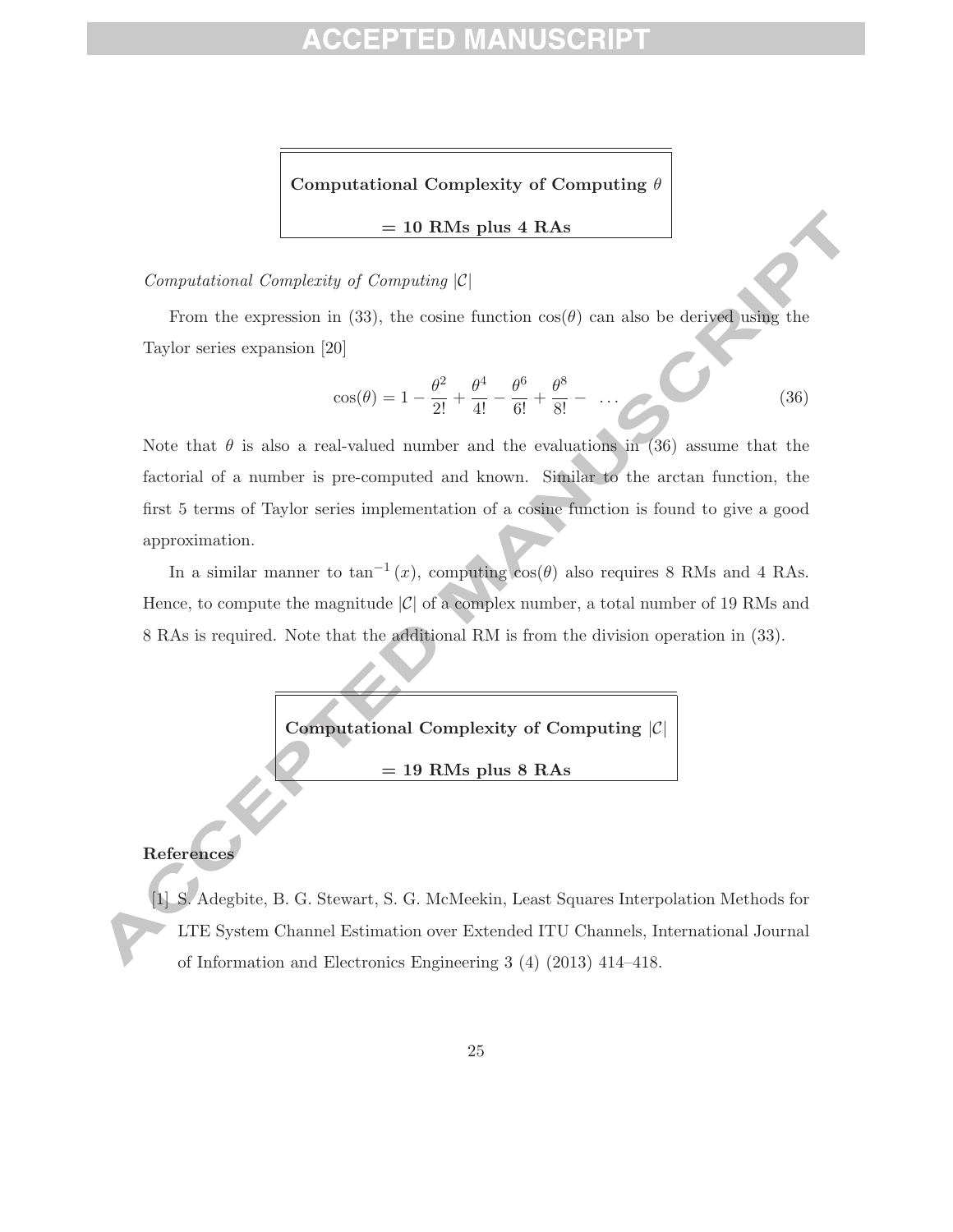**Computational Complexity of Computing $\theta$**

**= 10 RMs plus 4 RAs**

*Computational Complexity of Computing $|\mathcal{C}|$*

From the expression in (33), the cosine function $\cos(\theta)$ can also be derived using the Taylor series expansion [20]

$$\cos(\theta) = 1 - \frac{\theta^2}{2!} + \frac{\theta^4}{4!} - \frac{\theta^6}{6!} + \frac{\theta^8}{8!} - \ \ldots \tag{36}$$

Note that $\theta$ is also a real-valued number and the evaluations in (36) assume that the factorial of a number is pre-computed and known. Similar to the arctan function, the first 5 terms of Taylor series implementation of a cosine function is found to give a good approximation.

In a similar manner to $\tan^{-1}(x)$, computing $\cos(\theta)$ also requires 8 RMs and 4 RAs. Hence, to compute the magnitude $|\mathcal{C}|$ of a complex number, a total number of 19 RMs and 8 RAs is required. Note that the additional RM is from the division operation in (33).

**Computational Complexity of Computing $|\mathcal{C}|$**

**= 19 RMs plus 8 RAs**

## References

[1] S. Adegbite, B. G. Stewart, S. G. McMeekin, Least Squares Interpolation Methods for LTE System Channel Estimation over Extended ITU Channels, International Journal of Information and Electronics Engineering 3 (4) (2013) 414–418.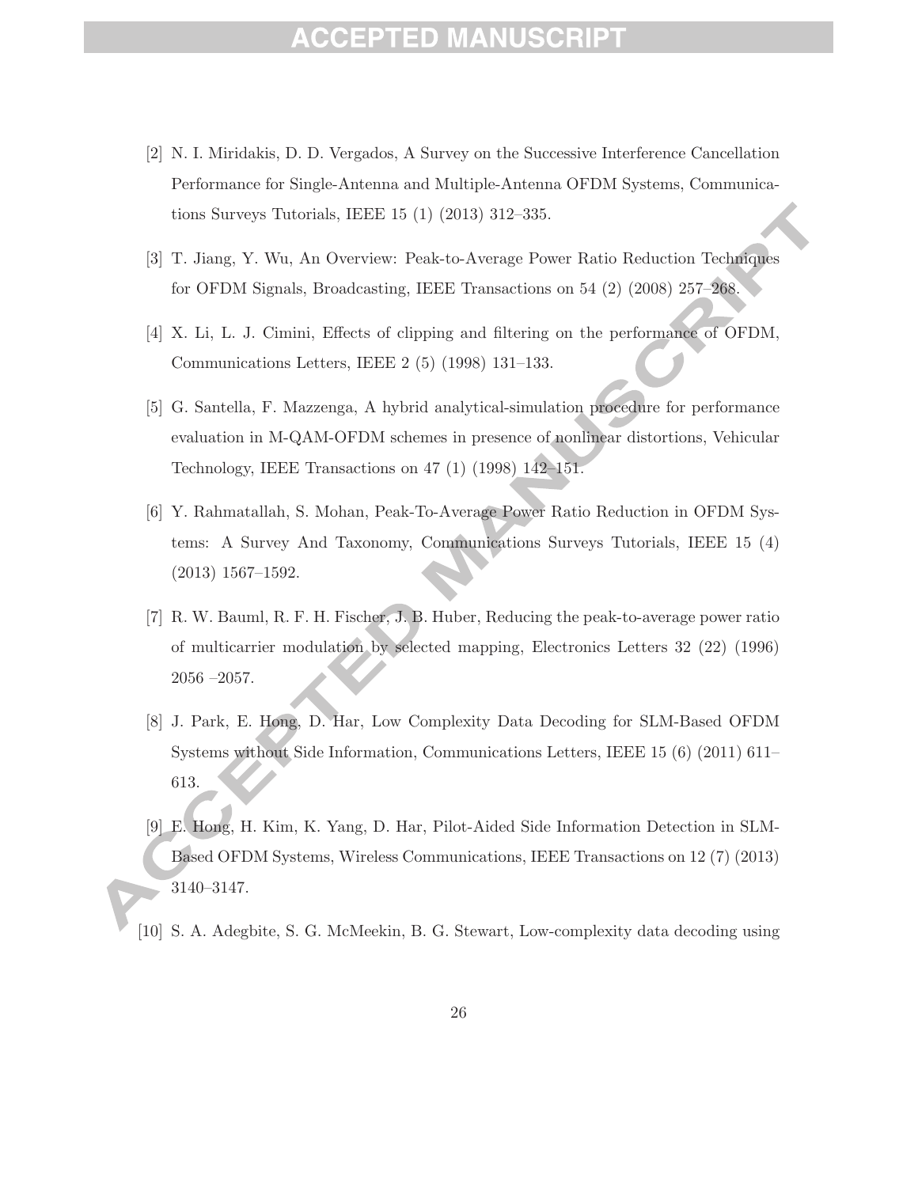[2] N. I. Miridakis, D. D. Vergados, A Survey on the Successive Interference Cancellation Performance for Single-Antenna and Multiple-Antenna OFDM Systems, Communications Surveys Tutorials, IEEE 15 (1) (2013) 312–335.

[3] T. Jiang, Y. Wu, An Overview: Peak-to-Average Power Ratio Reduction Techniques for OFDM Signals, Broadcasting, IEEE Transactions on 54 (2) (2008) 257–268.

[4] X. Li, L. J. Cimini, Effects of clipping and filtering on the performance of OFDM, Communications Letters, IEEE 2 (5) (1998) 131–133.

[5] G. Santella, F. Mazzenga, A hybrid analytical-simulation procedure for performance evaluation in M-QAM-OFDM schemes in presence of nonlinear distortions, Vehicular Technology, IEEE Transactions on 47 (1) (1998) 142–151.

[6] Y. Rahmatallah, S. Mohan, Peak-To-Average Power Ratio Reduction in OFDM Systems: A Survey And Taxonomy, Communications Surveys Tutorials, IEEE 15 (4) (2013) 1567–1592.

[7] R. W. Bauml, R. F. H. Fischer, J. B. Huber, Reducing the peak-to-average power ratio of multicarrier modulation by selected mapping, Electronics Letters 32 (22) (1996) 2056 –2057.

[8] J. Park, E. Hong, D. Har, Low Complexity Data Decoding for SLM-Based OFDM Systems without Side Information, Communications Letters, IEEE 15 (6) (2011) 611–613.

[9] E. Hong, H. Kim, K. Yang, D. Har, Pilot-Aided Side Information Detection in SLM-Based OFDM Systems, Wireless Communications, IEEE Transactions on 12 (7) (2013) 3140–3147.

[10] S. A. Adegbite, S. G. McMeekin, B. G. Stewart, Low-complexity data decoding using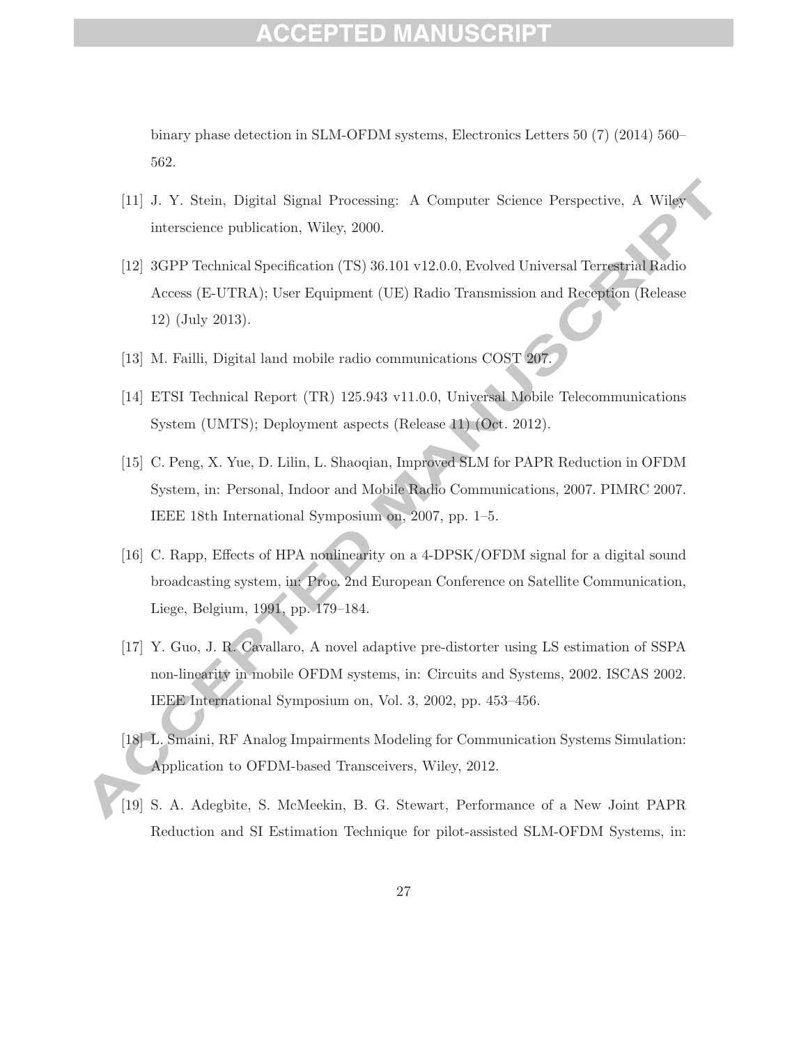binary phase detection in SLM-OFDM systems, Electronics Letters 50 (7) (2014) 560–562.

[11] J. Y. Stein, Digital Signal Processing: A Computer Science Perspective, A Wiley interscience publication, Wiley, 2000.

[12] 3GPP Technical Specification (TS) 36.101 v12.0.0, Evolved Universal Terrestrial Radio Access (E-UTRA); User Equipment (UE) Radio Transmission and Reception (Release 12) (July 2013).

[13] M. Failli, Digital land mobile radio communications COST 207.

[14] ETSI Technical Report (TR) 125.943 v11.0.0, Universal Mobile Telecommunications System (UMTS); Deployment aspects (Release 11) (Oct. 2012).

[15] C. Peng, X. Yue, D. Lilin, L. Shaoqian, Improved SLM for PAPR Reduction in OFDM System, in: Personal, Indoor and Mobile Radio Communications, 2007. PIMRC 2007. IEEE 18th International Symposium on, 2007, pp. 1–5.

[16] C. Rapp, Effects of HPA nonlinearity on a 4-DPSK/OFDM signal for a digital sound broadcasting system, in: Proc. 2nd European Conference on Satellite Communication, Liege, Belgium, 1991, pp. 179–184.

[17] Y. Guo, J. R. Cavallaro, A novel adaptive pre-distorter using LS estimation of SSPA non-linearity in mobile OFDM systems, in: Circuits and Systems, 2002. ISCAS 2002. IEEE International Symposium on, Vol. 3, 2002, pp. 453–456.

[18] L. Smaini, RF Analog Impairments Modeling for Communication Systems Simulation: Application to OFDM-based Transceivers, Wiley, 2012.

[19] S. A. Adegbite, S. McMeekin, B. G. Stewart, Performance of a New Joint PAPR Reduction and SI Estimation Technique for pilot-assisted SLM-OFDM Systems, in: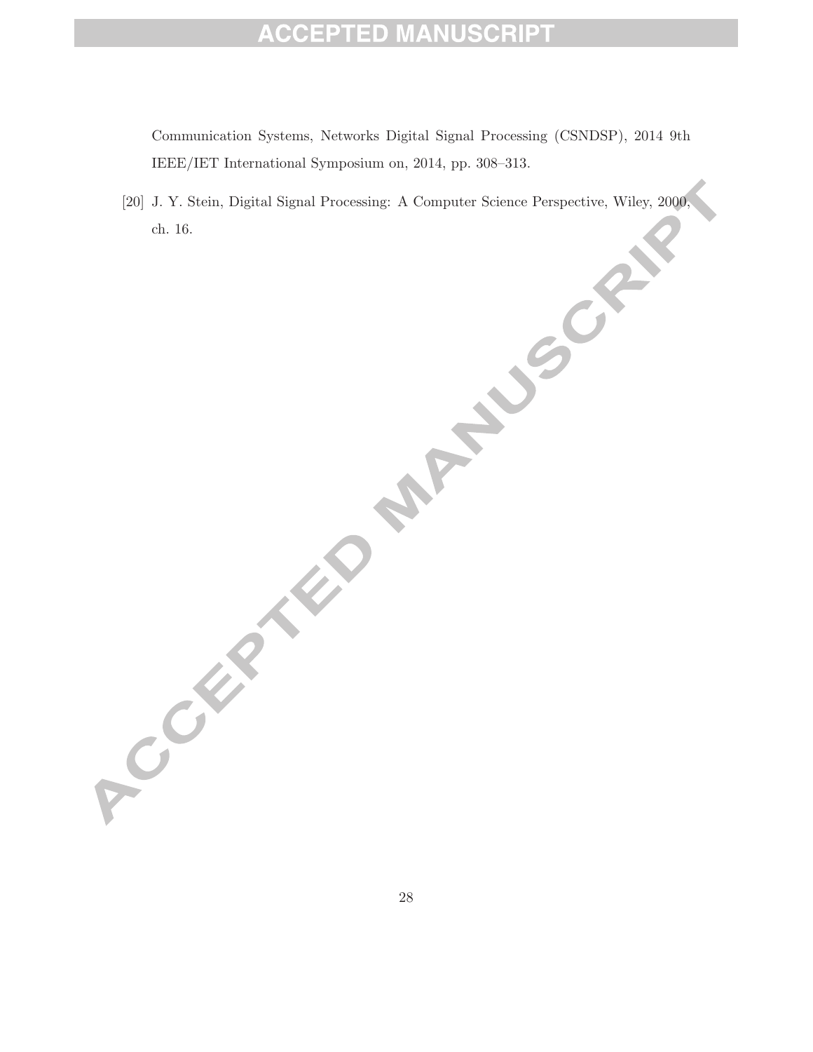Communication Systems, Networks Digital Signal Processing (CSNDSP), 2014 9th IEEE/IET International Symposium on, 2014, pp. 308–313.

[20] J. Y. Stein, Digital Signal Processing: A Computer Science Perspective, Wiley, 2000, ch. 16.